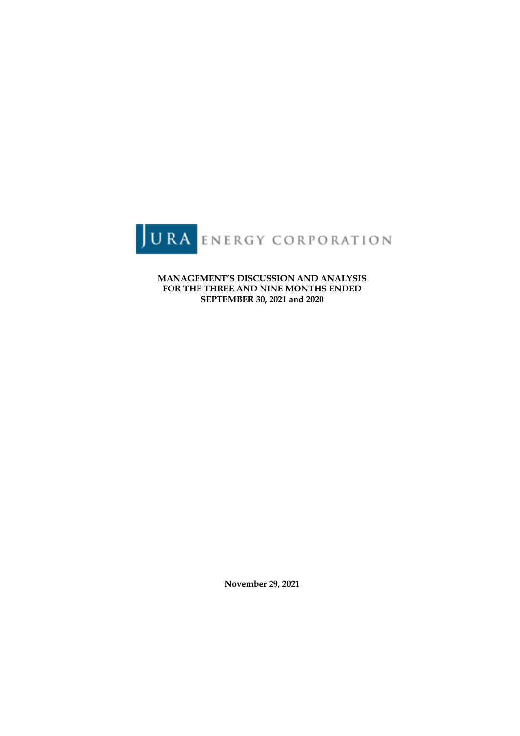JURA ENERGY CORPORATION

**MANAGEMENT'S DISCUSSION AND ANALYSIS**
**FOR THE THREE AND NINE MONTHS ENDED**
**SEPTEMBER 30, 2021 and 2020**

**November 29, 2021**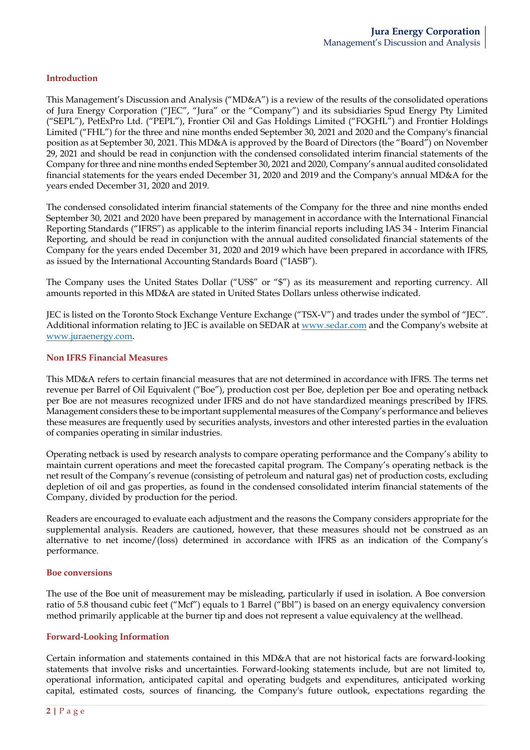## Introduction

This Management's Discussion and Analysis ("MD&A") is a review of the results of the consolidated operations of Jura Energy Corporation ("JEC", "Jura" or the "Company") and its subsidiaries Spud Energy Pty Limited ("SEPL"), PetExPro Ltd. ("PEPL"), Frontier Oil and Gas Holdings Limited ("FOGHL") and Frontier Holdings Limited ("FHL") for the three and nine months ended September 30, 2021 and 2020 and the Company's financial position as at September 30, 2021. This MD&A is approved by the Board of Directors (the "Board") on November 29, 2021 and should be read in conjunction with the condensed consolidated interim financial statements of the Company for three and nine months ended September 30, 2021 and 2020, Company's annual audited consolidated financial statements for the years ended December 31, 2020 and 2019 and the Company's annual MD&A for the years ended December 31, 2020 and 2019.

The condensed consolidated interim financial statements of the Company for the three and nine months ended September 30, 2021 and 2020 have been prepared by management in accordance with the International Financial Reporting Standards ("IFRS") as applicable to the interim financial reports including IAS 34 - Interim Financial Reporting, and should be read in conjunction with the annual audited consolidated financial statements of the Company for the years ended December 31, 2020 and 2019 which have been prepared in accordance with IFRS, as issued by the International Accounting Standards Board ("IASB").

The Company uses the United States Dollar ("US$" or "$") as its measurement and reporting currency. All amounts reported in this MD&A are stated in United States Dollars unless otherwise indicated.

JEC is listed on the Toronto Stock Exchange Venture Exchange ("TSX-V") and trades under the symbol of "JEC". Additional information relating to JEC is available on SEDAR at www.sedar.com and the Company's website at www.juraenergy.com.

## Non IFRS Financial Measures

This MD&A refers to certain financial measures that are not determined in accordance with IFRS. The terms net revenue per Barrel of Oil Equivalent ("Boe"), production cost per Boe, depletion per Boe and operating netback per Boe are not measures recognized under IFRS and do not have standardized meanings prescribed by IFRS. Management considers these to be important supplemental measures of the Company's performance and believes these measures are frequently used by securities analysts, investors and other interested parties in the evaluation of companies operating in similar industries.

Operating netback is used by research analysts to compare operating performance and the Company's ability to maintain current operations and meet the forecasted capital program. The Company's operating netback is the net result of the Company's revenue (consisting of petroleum and natural gas) net of production costs, excluding depletion of oil and gas properties, as found in the condensed consolidated interim financial statements of the Company, divided by production for the period.

Readers are encouraged to evaluate each adjustment and the reasons the Company considers appropriate for the supplemental analysis. Readers are cautioned, however, that these measures should not be construed as an alternative to net income/(loss) determined in accordance with IFRS as an indication of the Company's performance.

## Boe conversions

The use of the Boe unit of measurement may be misleading, particularly if used in isolation. A Boe conversion ratio of 5.8 thousand cubic feet ("Mcf") equals to 1 Barrel ("Bbl") is based on an energy equivalency conversion method primarily applicable at the burner tip and does not represent a value equivalency at the wellhead.

## Forward-Looking Information

Certain information and statements contained in this MD&A that are not historical facts are forward-looking statements that involve risks and uncertainties. Forward-looking statements include, but are not limited to, operational information, anticipated capital and operating budgets and expenditures, anticipated working capital, estimated costs, sources of financing, the Company's future outlook, expectations regarding the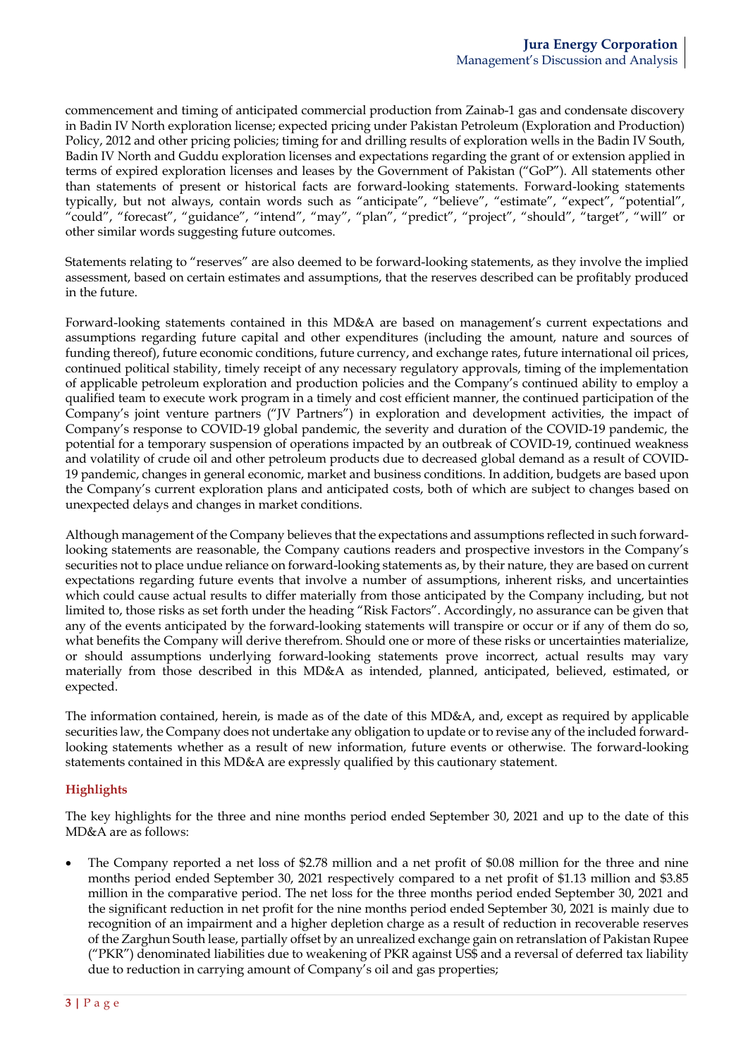commencement and timing of anticipated commercial production from Zainab-1 gas and condensate discovery in Badin IV North exploration license; expected pricing under Pakistan Petroleum (Exploration and Production) Policy, 2012 and other pricing policies; timing for and drilling results of exploration wells in the Badin IV South, Badin IV North and Guddu exploration licenses and expectations regarding the grant of or extension applied in terms of expired exploration licenses and leases by the Government of Pakistan ("GoP"). All statements other than statements of present or historical facts are forward-looking statements. Forward-looking statements typically, but not always, contain words such as "anticipate", "believe", "estimate", "expect", "potential", "could", "forecast", "guidance", "intend", "may", "plan", "predict", "project", "should", "target", "will" or other similar words suggesting future outcomes.

Statements relating to "reserves" are also deemed to be forward-looking statements, as they involve the implied assessment, based on certain estimates and assumptions, that the reserves described can be profitably produced in the future.

Forward-looking statements contained in this MD&A are based on management's current expectations and assumptions regarding future capital and other expenditures (including the amount, nature and sources of funding thereof), future economic conditions, future currency, and exchange rates, future international oil prices, continued political stability, timely receipt of any necessary regulatory approvals, timing of the implementation of applicable petroleum exploration and production policies and the Company's continued ability to employ a qualified team to execute work program in a timely and cost efficient manner, the continued participation of the Company's joint venture partners ("JV Partners") in exploration and development activities, the impact of Company's response to COVID-19 global pandemic, the severity and duration of the COVID-19 pandemic, the potential for a temporary suspension of operations impacted by an outbreak of COVID-19, continued weakness and volatility of crude oil and other petroleum products due to decreased global demand as a result of COVID-19 pandemic, changes in general economic, market and business conditions. In addition, budgets are based upon the Company's current exploration plans and anticipated costs, both of which are subject to changes based on unexpected delays and changes in market conditions.

Although management of the Company believes that the expectations and assumptions reflected in such forward-looking statements are reasonable, the Company cautions readers and prospective investors in the Company's securities not to place undue reliance on forward-looking statements as, by their nature, they are based on current expectations regarding future events that involve a number of assumptions, inherent risks, and uncertainties which could cause actual results to differ materially from those anticipated by the Company including, but not limited to, those risks as set forth under the heading "Risk Factors". Accordingly, no assurance can be given that any of the events anticipated by the forward-looking statements will transpire or occur or if any of them do so, what benefits the Company will derive therefrom. Should one or more of these risks or uncertainties materialize, or should assumptions underlying forward-looking statements prove incorrect, actual results may vary materially from those described in this MD&A as intended, planned, anticipated, believed, estimated, or expected.

The information contained, herein, is made as of the date of this MD&A, and, except as required by applicable securities law, the Company does not undertake any obligation to update or to revise any of the included forward-looking statements whether as a result of new information, future events or otherwise. The forward-looking statements contained in this MD&A are expressly qualified by this cautionary statement.

## Highlights

The key highlights for the three and nine months period ended September 30, 2021 and up to the date of this MD&A are as follows:

- The Company reported a net loss of $2.78 million and a net profit of $0.08 million for the three and nine months period ended September 30, 2021 respectively compared to a net profit of $1.13 million and $3.85 million in the comparative period. The net loss for the three months period ended September 30, 2021 and the significant reduction in net profit for the nine months period ended September 30, 2021 is mainly due to recognition of an impairment and a higher depletion charge as a result of reduction in recoverable reserves of the Zarghun South lease, partially offset by an unrealized exchange gain on retranslation of Pakistan Rupee ("PKR") denominated liabilities due to weakening of PKR against US$ and a reversal of deferred tax liability due to reduction in carrying amount of Company's oil and gas properties;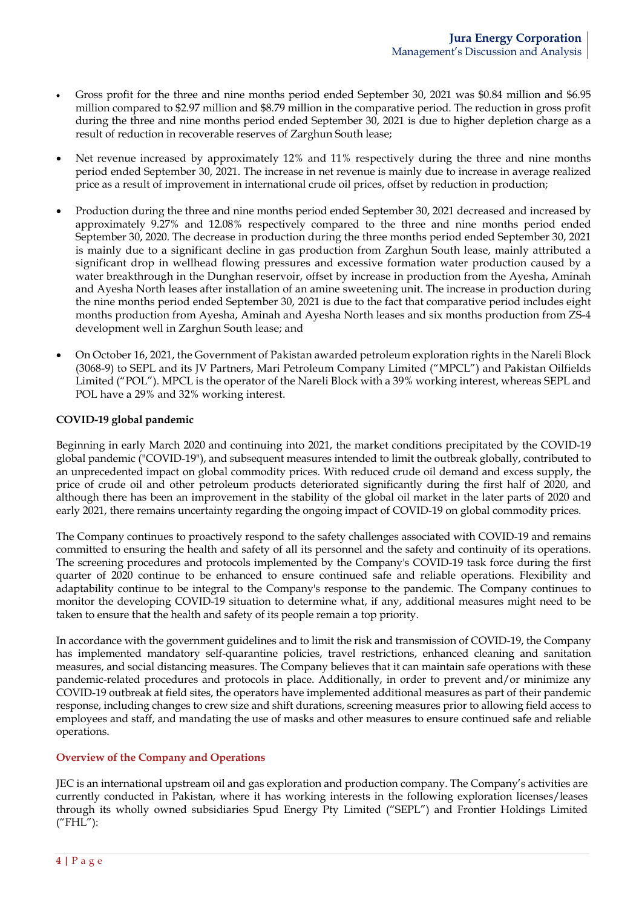- Gross profit for the three and nine months period ended September 30, 2021 was $0.84 million and $6.95 million compared to $2.97 million and $8.79 million in the comparative period. The reduction in gross profit during the three and nine months period ended September 30, 2021 is due to higher depletion charge as a result of reduction in recoverable reserves of Zarghun South lease;

- Net revenue increased by approximately 12% and 11% respectively during the three and nine months period ended September 30, 2021. The increase in net revenue is mainly due to increase in average realized price as a result of improvement in international crude oil prices, offset by reduction in production;

- Production during the three and nine months period ended September 30, 2021 decreased and increased by approximately 9.27% and 12.08% respectively compared to the three and nine months period ended September 30, 2020. The decrease in production during the three months period ended September 30, 2021 is mainly due to a significant decline in gas production from Zarghun South lease, mainly attributed a significant drop in wellhead flowing pressures and excessive formation water production caused by a water breakthrough in the Dunghan reservoir, offset by increase in production from the Ayesha, Aminah and Ayesha North leases after installation of an amine sweetening unit. The increase in production during the nine months period ended September 30, 2021 is due to the fact that comparative period includes eight months production from Ayesha, Aminah and Ayesha North leases and six months production from ZS-4 development well in Zarghun South lease; and

- On October 16, 2021, the Government of Pakistan awarded petroleum exploration rights in the Nareli Block (3068-9) to SEPL and its JV Partners, Mari Petroleum Company Limited ("MPCL") and Pakistan Oilfields Limited ("POL"). MPCL is the operator of the Nareli Block with a 39% working interest, whereas SEPL and POL have a 29% and 32% working interest.

**COVID-19 global pandemic**

Beginning in early March 2020 and continuing into 2021, the market conditions precipitated by the COVID-19 global pandemic ("COVID-19"), and subsequent measures intended to limit the outbreak globally, contributed to an unprecedented impact on global commodity prices. With reduced crude oil demand and excess supply, the price of crude oil and other petroleum products deteriorated significantly during the first half of 2020, and although there has been an improvement in the stability of the global oil market in the later parts of 2020 and early 2021, there remains uncertainty regarding the ongoing impact of COVID-19 on global commodity prices.

The Company continues to proactively respond to the safety challenges associated with COVID-19 and remains committed to ensuring the health and safety of all its personnel and the safety and continuity of its operations. The screening procedures and protocols implemented by the Company's COVID-19 task force during the first quarter of 2020 continue to be enhanced to ensure continued safe and reliable operations. Flexibility and adaptability continue to be integral to the Company's response to the pandemic. The Company continues to monitor the developing COVID-19 situation to determine what, if any, additional measures might need to be taken to ensure that the health and safety of its people remain a top priority.

In accordance with the government guidelines and to limit the risk and transmission of COVID-19, the Company has implemented mandatory self-quarantine policies, travel restrictions, enhanced cleaning and sanitation measures, and social distancing measures. The Company believes that it can maintain safe operations with these pandemic-related procedures and protocols in place. Additionally, in order to prevent and/or minimize any COVID-19 outbreak at field sites, the operators have implemented additional measures as part of their pandemic response, including changes to crew size and shift durations, screening measures prior to allowing field access to employees and staff, and mandating the use of masks and other measures to ensure continued safe and reliable operations.

## Overview of the Company and Operations

JEC is an international upstream oil and gas exploration and production company. The Company's activities are currently conducted in Pakistan, where it has working interests in the following exploration licenses/leases through its wholly owned subsidiaries Spud Energy Pty Limited ("SEPL") and Frontier Holdings Limited ("FHL"):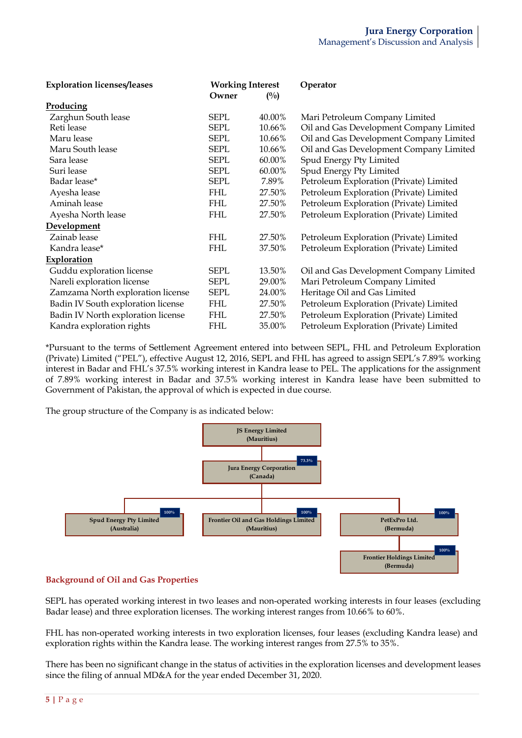| Exploration licenses/leases | Working Interest Owner | (%) | Operator |
|---|---|---|---|
| **Producing** | | | |
| Zarghun South lease | SEPL | 40.00% | Mari Petroleum Company Limited |
| Reti lease | SEPL | 10.66% | Oil and Gas Development Company Limited |
| Maru lease | SEPL | 10.66% | Oil and Gas Development Company Limited |
| Maru South lease | SEPL | 10.66% | Oil and Gas Development Company Limited |
| Sara lease | SEPL | 60.00% | Spud Energy Pty Limited |
| Suri lease | SEPL | 60.00% | Spud Energy Pty Limited |
| Badar lease* | SEPL | 7.89% | Petroleum Exploration (Private) Limited |
| Ayesha lease | FHL | 27.50% | Petroleum Exploration (Private) Limited |
| Aminah lease | FHL | 27.50% | Petroleum Exploration (Private) Limited |
| Ayesha North lease | FHL | 27.50% | Petroleum Exploration (Private) Limited |
| **Development** | | | |
| Zainab lease | FHL | 27.50% | Petroleum Exploration (Private) Limited |
| Kandra lease* | FHL | 37.50% | Petroleum Exploration (Private) Limited |
| **Exploration** | | | |
| Guddu exploration license | SEPL | 13.50% | Oil and Gas Development Company Limited |
| Nareli exploration license | SEPL | 29.00% | Mari Petroleum Company Limited |
| Zamzama North exploration license | SEPL | 24.00% | Heritage Oil and Gas Limited |
| Badin IV South exploration license | FHL | 27.50% | Petroleum Exploration (Private) Limited |
| Badin IV North exploration license | FHL | 27.50% | Petroleum Exploration (Private) Limited |
| Kandra exploration rights | FHL | 35.00% | Petroleum Exploration (Private) Limited |

*Pursuant to the terms of Settlement Agreement entered into between SEPL, FHL and Petroleum Exploration (Private) Limited ("PEL"), effective August 12, 2016, SEPL and FHL has agreed to assign SEPL's 7.89% working interest in Badar and FHL's 37.5% working interest in Kandra lease to PEL. The applications for the assignment of 7.89% working interest in Badar and 37.5% working interest in Kandra lease have been submitted to Government of Pakistan, the approval of which is expected in due course.

The group structure of the Company is as indicated below:

- JS Energy Limited (Mauritius)
  - 73.3% — Jura Energy Corporation (Canada)
    - 100% — Spud Energy Pty Limited (Australia)
    - 100% — Frontier Oil and Gas Holdings Limited (Mauritius)
    - 100% — PetExPro Ltd. (Bermuda)
      - 100% — Frontier Holdings Limited (Bermuda)

## Background of Oil and Gas Properties

SEPL has operated working interest in two leases and non-operated working interests in four leases (excluding Badar lease) and three exploration licenses. The working interest ranges from 10.66% to 60%.

FHL has non-operated working interests in two exploration licenses, four leases (excluding Kandra lease) and exploration rights within the Kandra lease. The working interest ranges from 27.5% to 35%.

There has been no significant change in the status of activities in the exploration licenses and development leases since the filing of annual MD&A for the year ended December 31, 2020.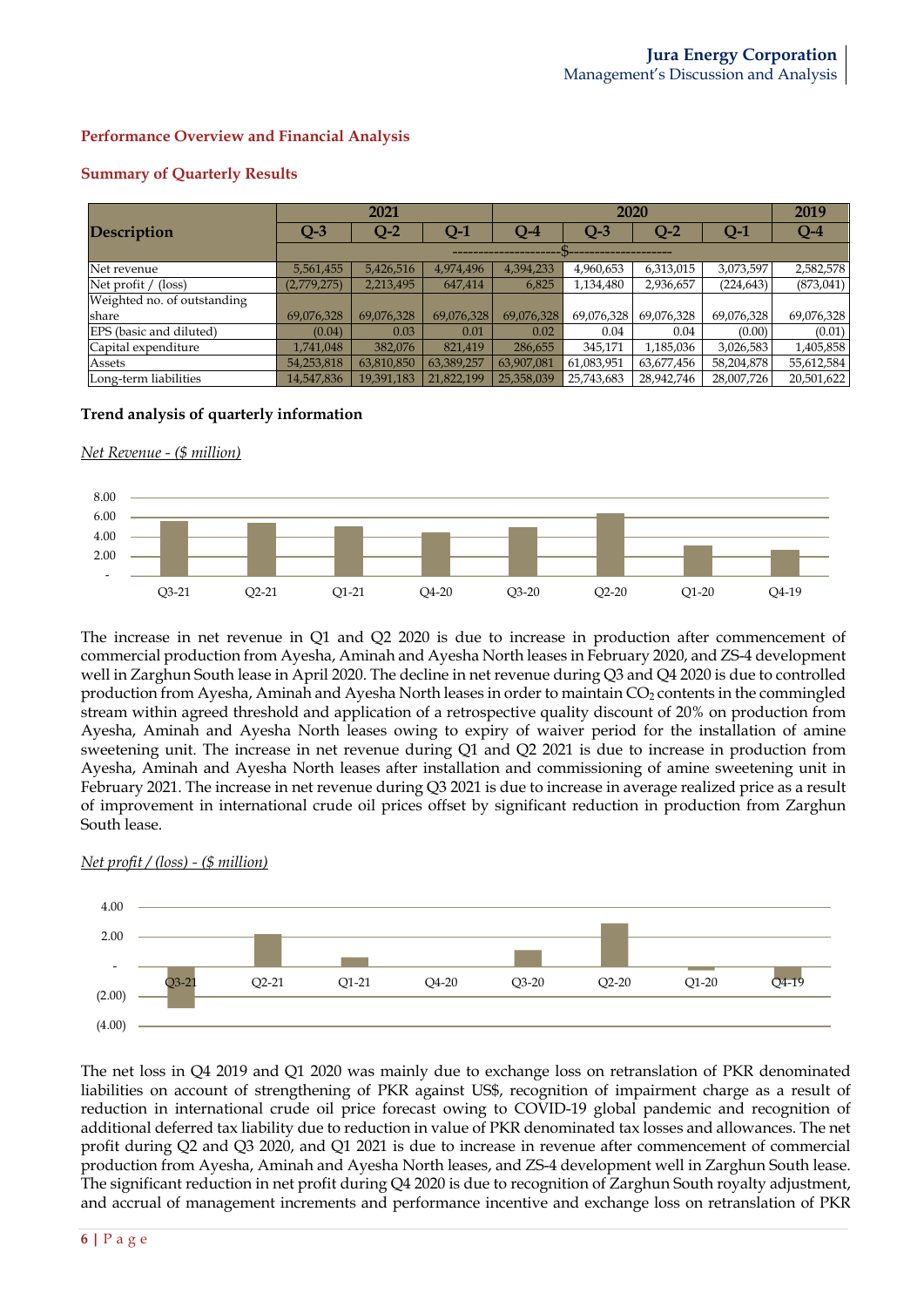## Performance Overview and Financial Analysis

### Summary of Quarterly Results

| Description | 2021 | | | 2020 | | | | 2019 |
|---|---|---|---|---|---|---|---|---|
| | Q-3 | Q-2 | Q-1 | Q-4 | Q-3 | Q-2 | Q-1 | Q-4 |
| | ----------------------$---------------------- | | | | | | | |
| Net revenue | 5,561,455 | 5,426,516 | 4,974,496 | 4,394,233 | 4,960,653 | 6,313,015 | 3,073,597 | 2,582,578 |
| Net profit / (loss) | (2,779,275) | 2,213,495 | 647,414 | 6,825 | 1,134,480 | 2,936,657 | (224,643) | (873,041) |
| Weighted no. of outstanding share | 69,076,328 | 69,076,328 | 69,076,328 | 69,076,328 | 69,076,328 | 69,076,328 | 69,076,328 | 69,076,328 |
| EPS (basic and diluted) | (0.04) | 0.03 | 0.01 | 0.02 | 0.04 | 0.04 | (0.00) | (0.01) |
| Capital expenditure | 1,741,048 | 382,076 | 821,419 | 286,655 | 345,171 | 1,185,036 | 3,026,583 | 1,405,858 |
| Assets | 54,253,818 | 63,810,850 | 63,389,257 | 63,907,081 | 61,083,951 | 63,677,456 | 58,204,878 | 55,612,584 |
| Long-term liabilities | 14,547,836 | 19,391,183 | 21,822,199 | 25,358,039 | 25,743,683 | 28,942,746 | 28,007,726 | 20,501,622 |

**Trend analysis of quarterly information**

*Net Revenue - ($ million)*

The increase in net revenue in Q1 and Q2 2020 is due to increase in production after commencement of commercial production from Ayesha, Aminah and Ayesha North leases in February 2020, and ZS-4 development well in Zarghun South lease in April 2020. The decline in net revenue during Q3 and Q4 2020 is due to controlled production from Ayesha, Aminah and Ayesha North leases in order to maintain $CO_2$ contents in the commingled stream within agreed threshold and application of a retrospective quality discount of 20% on production from Ayesha, Aminah and Ayesha North leases owing to expiry of waiver period for the installation of amine sweetening unit. The increase in net revenue during Q1 and Q2 2021 is due to increase in production from Ayesha, Aminah and Ayesha North leases after installation and commissioning of amine sweetening unit in February 2021. The increase in net revenue during Q3 2021 is due to increase in average realized price as a result of improvement in international crude oil prices offset by significant reduction in production from Zarghun South lease.

*Net profit / (loss) - ($ million)*

The net loss in Q4 2019 and Q1 2020 was mainly due to exchange loss on retranslation of PKR denominated liabilities on account of strengthening of PKR against US$, recognition of impairment charge as a result of reduction in international crude oil price forecast owing to COVID-19 global pandemic and recognition of additional deferred tax liability due to reduction in value of PKR denominated tax losses and allowances. The net profit during Q2 and Q3 2020, and Q1 2021 is due to increase in revenue after commencement of commercial production from Ayesha, Aminah and Ayesha North leases, and ZS-4 development well in Zarghun South lease. The significant reduction in net profit during Q4 2020 is due to recognition of Zarghun South royalty adjustment, and accrual of management increments and performance incentive and exchange loss on retranslation of PKR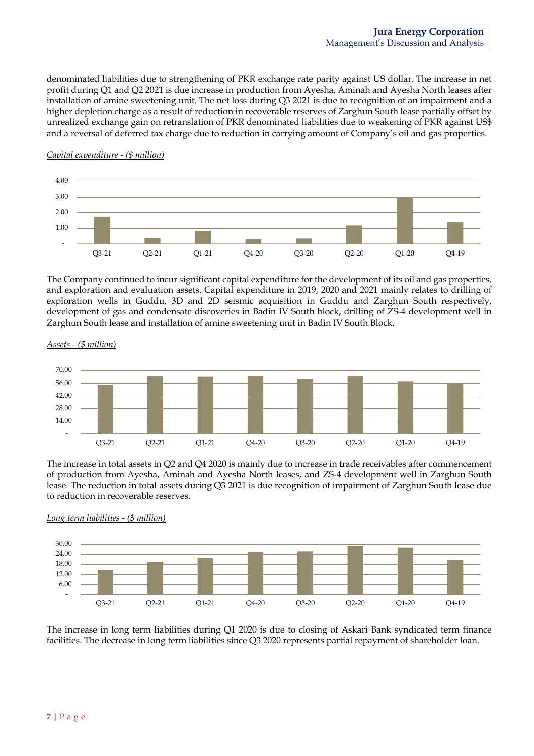denominated liabilities due to strengthening of PKR exchange rate parity against US dollar. The increase in net profit during Q1 and Q2 2021 is due increase in production from Ayesha, Aminah and Ayesha North leases after installation of amine sweetening unit. The net loss during Q3 2021 is due to recognition of an impairment and a higher depletion charge as a result of reduction in recoverable reserves of Zarghun South lease partially offset by unrealized exchange gain on retranslation of PKR denominated liabilities due to weakening of PKR against US$ and a reversal of deferred tax charge due to reduction in carrying amount of Company's oil and gas properties.

*Capital expenditure - ($ million)*

The Company continued to incur significant capital expenditure for the development of its oil and gas properties, and exploration and evaluation assets. Capital expenditure in 2019, 2020 and 2021 mainly relates to drilling of exploration wells in Guddu, 3D and 2D seismic acquisition in Guddu and Zarghun South respectively, development of gas and condensate discoveries in Badin IV South block, drilling of ZS-4 development well in Zarghun South lease and installation of amine sweetening unit in Badin IV South Block.

*Assets - ($ million)*

The increase in total assets in Q2 and Q4 2020 is mainly due to increase in trade receivables after commencement of production from Ayesha, Aminah and Ayesha North leases, and ZS-4 development well in Zarghun South lease. The reduction in total assets during Q3 2021 is due recognition of impairment of Zarghun South lease due to reduction in recoverable reserves.

*Long term liabilities - ($ million)*

The increase in long term liabilities during Q1 2020 is due to closing of Askari Bank syndicated term finance facilities. The decrease in long term liabilities since Q3 2020 represents partial repayment of shareholder loan.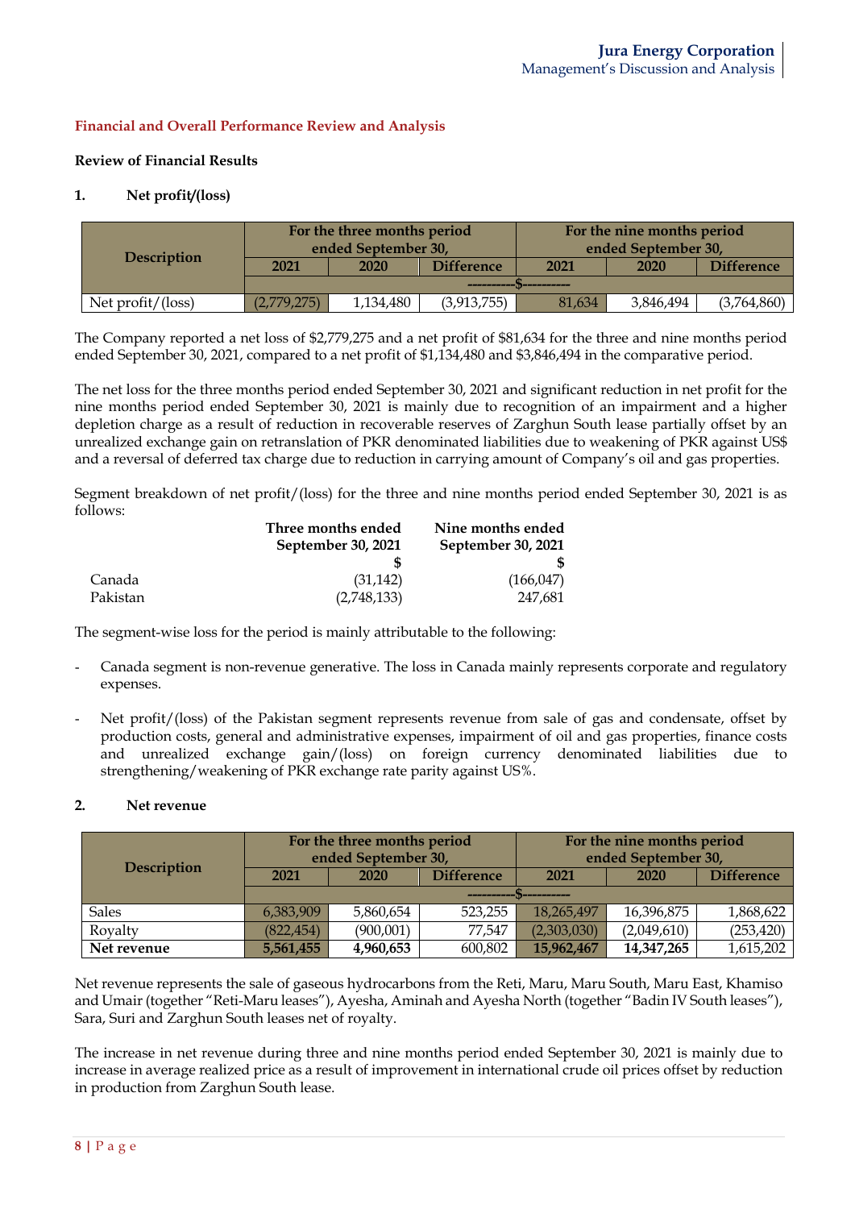## Financial and Overall Performance Review and Analysis

### Review of Financial Results

#### 1. Net profit/(loss)

| Description | For the three months period ended September 30, | | | For the nine months period ended September 30, | | |
|---|---|---|---|---|---|---|
| | 2021 | 2020 | Difference | 2021 | 2020 | Difference |
| | ---------$--------- | | | | | |
| Net profit/(loss) | (2,779,275) | 1,134,480 | (3,913,755) | 81,634 | 3,846,494 | (3,764,860) |

The Company reported a net loss of $2,779,275 and a net profit of $81,634 for the three and nine months period ended September 30, 2021, compared to a net profit of $1,134,480 and $3,846,494 in the comparative period.

The net loss for the three months period ended September 30, 2021 and significant reduction in net profit for the nine months period ended September 30, 2021 is mainly due to recognition of an impairment and a higher depletion charge as a result of reduction in recoverable reserves of Zarghun South lease partially offset by an unrealized exchange gain on retranslation of PKR denominated liabilities due to weakening of PKR against US$ and a reversal of deferred tax charge due to reduction in carrying amount of Company's oil and gas properties.

Segment breakdown of net profit/(loss) for the three and nine months period ended September 30, 2021 is as follows:

| | Three months ended September 30, 2021 | Nine months ended September 30, 2021 |
|---|---|---|
| | $ | $ |
| Canada | (31,142) | (166,047) |
| Pakistan | (2,748,133) | 247,681 |

The segment-wise loss for the period is mainly attributable to the following:

- Canada segment is non-revenue generative. The loss in Canada mainly represents corporate and regulatory expenses.
- Net profit/(loss) of the Pakistan segment represents revenue from sale of gas and condensate, offset by production costs, general and administrative expenses, impairment of oil and gas properties, finance costs and unrealized exchange gain/(loss) on foreign currency denominated liabilities due to strengthening/weakening of PKR exchange rate parity against US%.

#### 2. Net revenue

| Description | For the three months period ended September 30, | | | For the nine months period ended September 30, | | |
|---|---|---|---|---|---|---|
| | 2021 | 2020 | Difference | 2021 | 2020 | Difference |
| | ---------$--------- | | | | | |
| Sales | 6,383,909 | 5,860,654 | 523,255 | 18,265,497 | 16,396,875 | 1,868,622 |
| Royalty | (822,454) | (900,001) | 77,547 | (2,303,030) | (2,049,610) | (253,420) |
| **Net revenue** | **5,561,455** | **4,960,653** | 600,802 | **15,962,467** | **14,347,265** | 1,615,202 |

Net revenue represents the sale of gaseous hydrocarbons from the Reti, Maru, Maru South, Maru East, Khamiso and Umair (together "Reti-Maru leases"), Ayesha, Aminah and Ayesha North (together "Badin IV South leases"), Sara, Suri and Zarghun South leases net of royalty.

The increase in net revenue during three and nine months period ended September 30, 2021 is mainly due to increase in average realized price as a result of improvement in international crude oil prices offset by reduction in production from Zarghun South lease.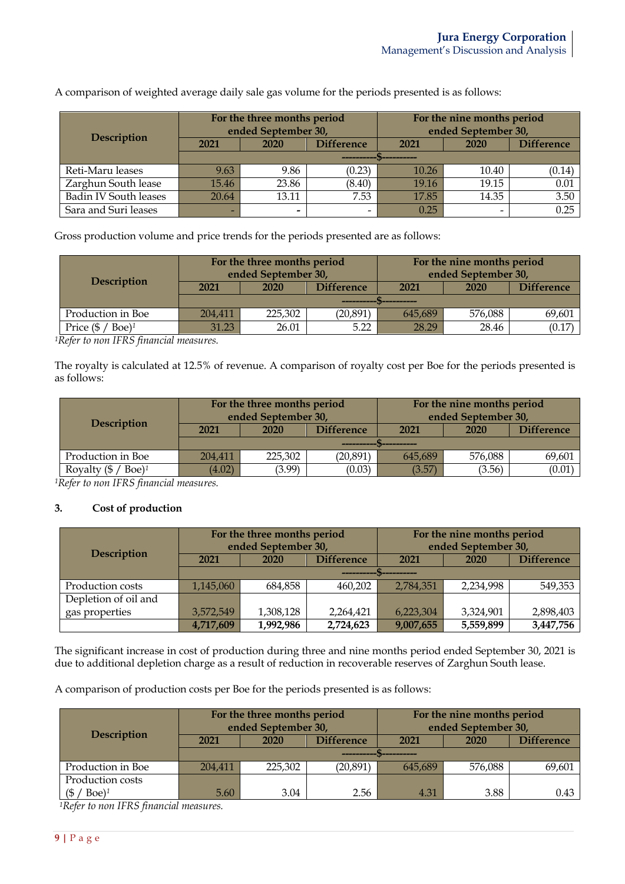A comparison of weighted average daily sale gas volume for the periods presented is as follows:

| Description | For the three months period ended September 30, | | | For the nine months period ended September 30, | | |
|---|---|---|---|---|---|---|
| | 2021 | 2020 | Difference | 2021 | 2020 | Difference |
| | ----------$---------- | | | | | |
| Reti-Maru leases | 9.63 | 9.86 | (0.23) | 10.26 | 10.40 | (0.14) |
| Zarghun South lease | 15.46 | 23.86 | (8.40) | 19.16 | 19.15 | 0.01 |
| Badin IV South leases | 20.64 | 13.11 | 7.53 | 17.85 | 14.35 | 3.50 |
| Sara and Suri leases | - | - | - | 0.25 | - | 0.25 |

Gross production volume and price trends for the periods presented are as follows:

| Description | For the three months period ended September 30, | | | For the nine months period ended September 30, | | |
|---|---|---|---|---|---|---|
| | 2021 | 2020 | Difference | 2021 | 2020 | Difference |
| | ----------$---------- | | | | | |
| Production in Boe | 204,411 | 225,302 | (20,891) | 645,689 | 576,088 | 69,601 |
| Price ($ / Boe)[1] | 31.23 | 26.01 | 5.22 | 28.29 | 28.46 | (0.17) |

[1]*Refer to non IFRS financial measures.*

The royalty is calculated at 12.5% of revenue. A comparison of royalty cost per Boe for the periods presented is as follows:

| Description | For the three months period ended September 30, | | | For the nine months period ended September 30, | | |
|---|---|---|---|---|---|---|
| | 2021 | 2020 | Difference | 2021 | 2020 | Difference |
| | ----------$---------- | | | | | |
| Production in Boe | 204,411 | 225,302 | (20,891) | 645,689 | 576,088 | 69,601 |
| Royalty ($ / Boe)[1] | (4.02) | (3.99) | (0.03) | (3.57) | (3.56) | (0.01) |

[1]*Refer to non IFRS financial measures.*

### 3. Cost of production

| Description | For the three months period ended September 30, | | | For the nine months period ended September 30, | | |
|---|---|---|---|---|---|---|
| | 2021 | 2020 | Difference | 2021 | 2020 | Difference |
| | ----------$---------- | | | | | |
| Production costs | 1,145,060 | 684,858 | 460,202 | 2,784,351 | 2,234,998 | 549,353 |
| Depletion of oil and gas properties | 3,572,549 | 1,308,128 | 2,264,421 | 6,223,304 | 3,324,901 | 2,898,403 |
| | **4,717,609** | **1,992,986** | **2,724,623** | **9,007,655** | **5,559,899** | **3,447,756** |

The significant increase in cost of production during three and nine months period ended September 30, 2021 is due to additional depletion charge as a result of reduction in recoverable reserves of Zarghun South lease.

A comparison of production costs per Boe for the periods presented is as follows:

| Description | For the three months period ended September 30, | | | For the nine months period ended September 30, | | |
|---|---|---|---|---|---|---|
| | 2021 | 2020 | Difference | 2021 | 2020 | Difference |
| | ----------$---------- | | | | | |
| Production in Boe | 204,411 | 225,302 | (20,891) | 645,689 | 576,088 | 69,601 |
| Production costs ($ / Boe)[1] | 5.60 | 3.04 | 2.56 | 4.31 | 3.88 | 0.43 |

[1]*Refer to non IFRS financial measures.*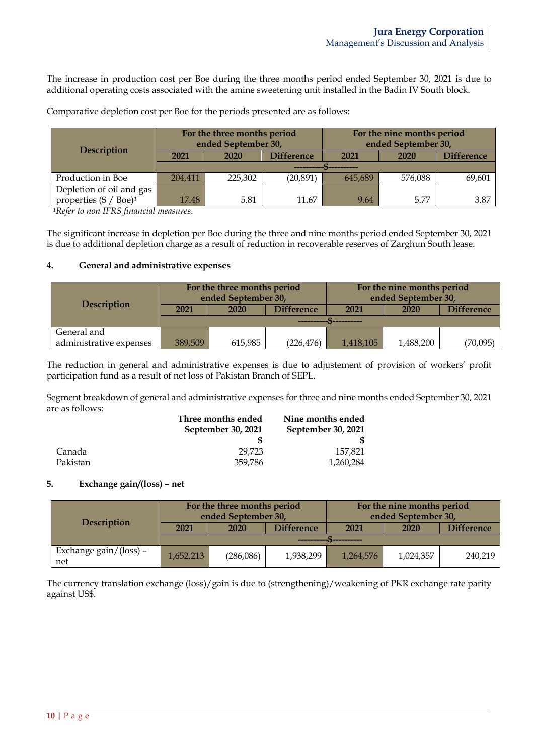The increase in production cost per Boe during the three months period ended September 30, 2021 is due to additional operating costs associated with the amine sweetening unit installed in the Badin IV South block.

Comparative depletion cost per Boe for the periods presented are as follows:

| Description | For the three months period ended September 30, | | | For the nine months period ended September 30, | | |
|---|---|---|---|---|---|---|
| | 2021 | 2020 | Difference | 2021 | 2020 | Difference |
| | ---------$--------- | | | | | |
| Production in Boe | 204,411 | 225,302 | (20,891) | 645,689 | 576,088 | 69,601 |
| Depletion of oil and gas properties ($ / Boe)[1] | 17.48 | 5.81 | 11.67 | 9.64 | 5.77 | 3.87 |

[1]*Refer to non IFRS financial measures.*

The significant increase in depletion per Boe during the three and nine months period ended September 30, 2021 is due to additional depletion charge as a result of reduction in recoverable reserves of Zarghun South lease.

## 4. General and administrative expenses

| Description | For the three months period ended September 30, | | | For the nine months period ended September 30, | | |
|---|---|---|---|---|---|---|
| | 2021 | 2020 | Difference | 2021 | 2020 | Difference |
| | ---------$--------- | | | | | |
| General and administrative expenses | 389,509 | 615,985 | (226,476) | 1,418,105 | 1,488,200 | (70,095) |

The reduction in general and administrative expenses is due to adjustement of provision of workers' profit participation fund as a result of net loss of Pakistan Branch of SEPL.

Segment breakdown of general and administrative expenses for three and nine months ended September 30, 2021 are as follows:

| | Three months ended September 30, 2021 | Nine months ended September 30, 2021 |
|---|---|---|
| | $ | $ |
| Canada | 29,723 | 157,821 |
| Pakistan | 359,786 | 1,260,284 |

## 5. Exchange gain/(loss) – net

| Description | For the three months period ended September 30, | | | For the nine months period ended September 30, | | |
|---|---|---|---|---|---|---|
| | 2021 | 2020 | Difference | 2021 | 2020 | Difference |
| | ---------$--------- | | | | | |
| Exchange gain/(loss) – net | 1,652,213 | (286,086) | 1,938,299 | 1,264,576 | 1,024,357 | 240,219 |

The currency translation exchange (loss)/gain is due to (strengthening)/weakening of PKR exchange rate parity against US$.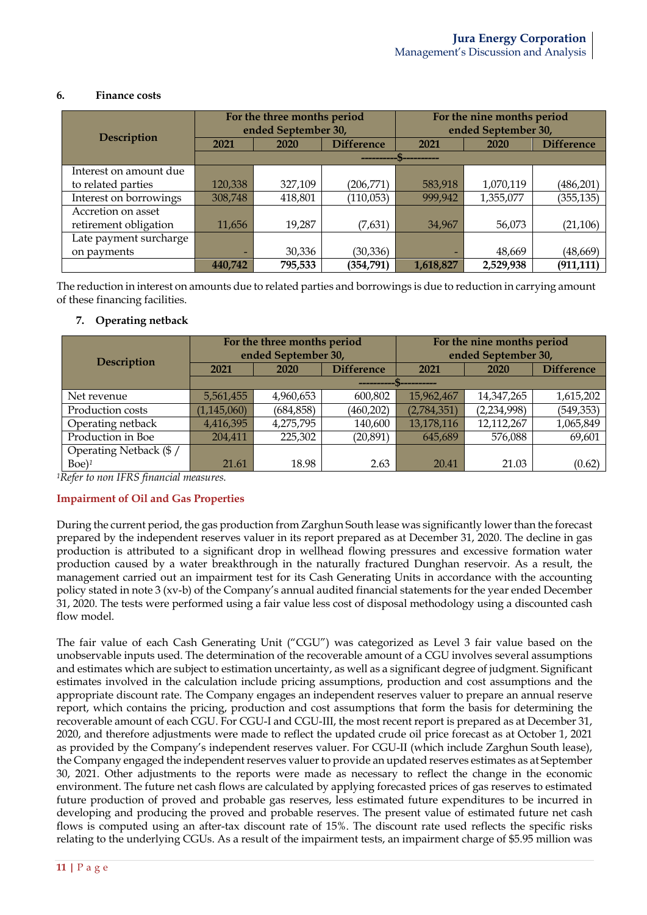## 6. Finance costs

| Description | For the three months period ended September 30, | | | For the nine months period ended September 30, | | |
|---|---|---|---|---|---|---|
| | 2021 | 2020 | Difference | 2021 | 2020 | Difference |
| | ----------$---------- | | | | | |
| Interest on amount due to related parties | 120,338 | 327,109 | (206,771) | 583,918 | 1,070,119 | (486,201) |
| Interest on borrowings | 308,748 | 418,801 | (110,053) | 999,942 | 1,355,077 | (355,135) |
| Accretion on asset retirement obligation | 11,656 | 19,287 | (7,631) | 34,967 | 56,073 | (21,106) |
| Late payment surcharge on payments | - | 30,336 | (30,336) | - | 48,669 | (48,669) |
| | **440,742** | **795,533** | **(354,791)** | **1,618,827** | **2,529,938** | **(911,111)** |

The reduction in interest on amounts due to related parties and borrowings is due to reduction in carrying amount of these financing facilities.

## 7. Operating netback

| Description | For the three months period ended September 30, | | | For the nine months period ended September 30, | | |
|---|---|---|---|---|---|---|
| | 2021 | 2020 | Difference | 2021 | 2020 | Difference |
| | ----------$---------- | | | | | |
| Net revenue | 5,561,455 | 4,960,653 | 600,802 | 15,962,467 | 14,347,265 | 1,615,202 |
| Production costs | (1,145,060) | (684,858) | (460,202) | (2,784,351) | (2,234,998) | (549,353) |
| Operating netback | 4,416,395 | 4,275,795 | 140,600 | 13,178,116 | 12,112,267 | 1,065,849 |
| Production in Boe | 204,411 | 225,302 | (20,891) | 645,689 | 576,088 | 69,601 |
| Operating Netback ($ / Boe)[1] | 21.61 | 18.98 | 2.63 | 20.41 | 21.03 | (0.62) |

*[1]Refer to non IFRS financial measures.*

### Impairment of Oil and Gas Properties

During the current period, the gas production from Zarghun South lease was significantly lower than the forecast prepared by the independent reserves valuer in its report prepared as at December 31, 2020. The decline in gas production is attributed to a significant drop in wellhead flowing pressures and excessive formation water production caused by a water breakthrough in the naturally fractured Dunghan reservoir. As a result, the management carried out an impairment test for its Cash Generating Units in accordance with the accounting policy stated in note 3 (xv-b) of the Company's annual audited financial statements for the year ended December 31, 2020. The tests were performed using a fair value less cost of disposal methodology using a discounted cash flow model.

The fair value of each Cash Generating Unit ("CGU") was categorized as Level 3 fair value based on the unobservable inputs used. The determination of the recoverable amount of a CGU involves several assumptions and estimates which are subject to estimation uncertainty, as well as a significant degree of judgment. Significant estimates involved in the calculation include pricing assumptions, production and cost assumptions and the appropriate discount rate. The Company engages an independent reserves valuer to prepare an annual reserve report, which contains the pricing, production and cost assumptions that form the basis for determining the recoverable amount of each CGU. For CGU-I and CGU-III, the most recent report is prepared as at December 31, 2020, and therefore adjustments were made to reflect the updated crude oil price forecast as at October 1, 2021 as provided by the Company's independent reserves valuer. For CGU-II (which include Zarghun South lease), the Company engaged the independent reserves valuer to provide an updated reserves estimates as at September 30, 2021. Other adjustments to the reports were made as necessary to reflect the change in the economic environment. The future net cash flows are calculated by applying forecasted prices of gas reserves to estimated future production of proved and probable gas reserves, less estimated future expenditures to be incurred in developing and producing the proved and probable reserves. The present value of estimated future net cash flows is computed using an after-tax discount rate of 15%. The discount rate used reflects the specific risks relating to the underlying CGUs. As a result of the impairment tests, an impairment charge of $5.95 million was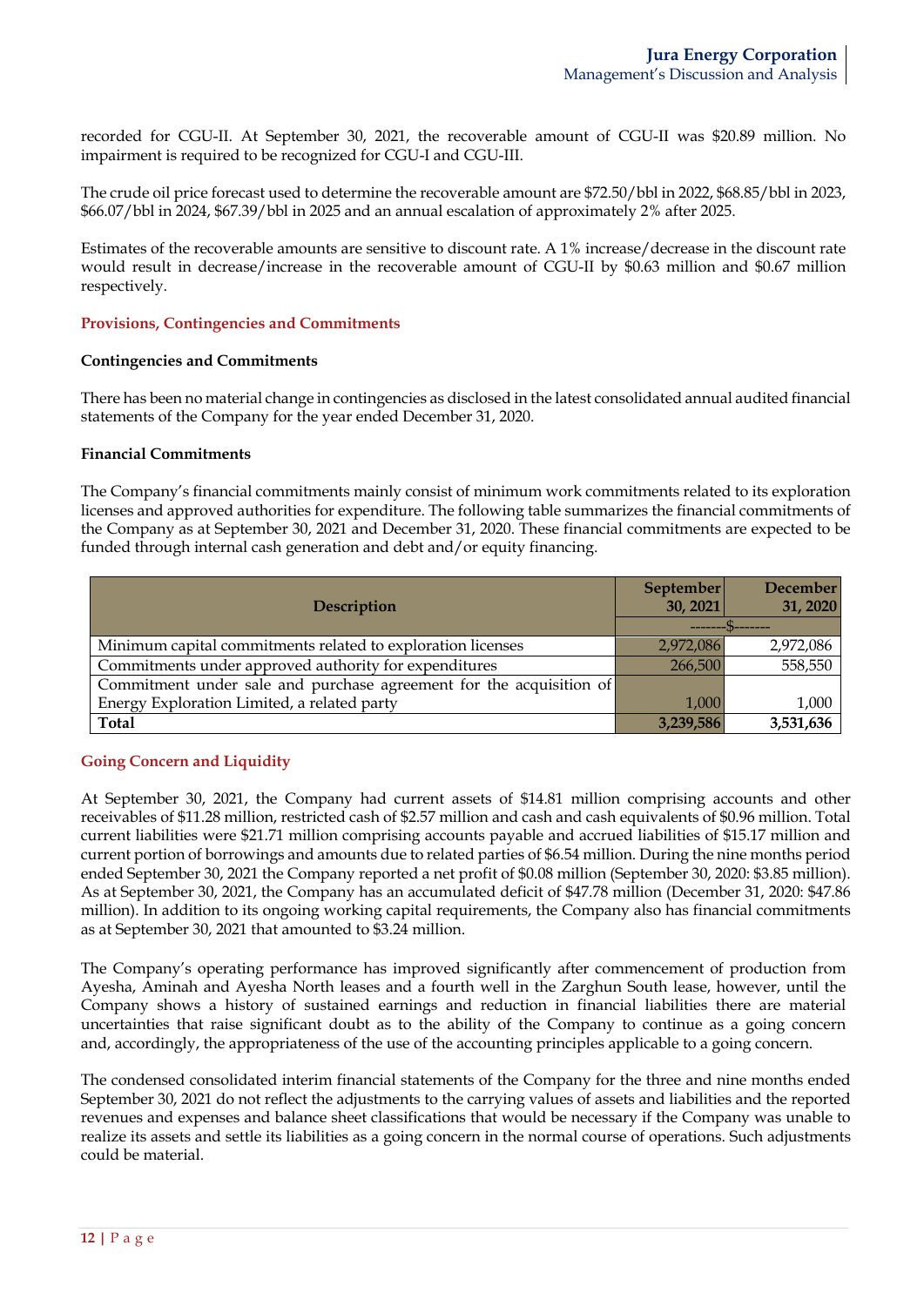recorded for CGU-II. At September 30, 2021, the recoverable amount of CGU-II was \$20.89 million. No impairment is required to be recognized for CGU-I and CGU-III.

The crude oil price forecast used to determine the recoverable amount are \$72.50/bbl in 2022, \$68.85/bbl in 2023, \$66.07/bbl in 2024, \$67.39/bbl in 2025 and an annual escalation of approximately 2% after 2025.

Estimates of the recoverable amounts are sensitive to discount rate. A 1% increase/decrease in the discount rate would result in decrease/increase in the recoverable amount of CGU-II by \$0.63 million and \$0.67 million respectively.

## Provisions, Contingencies and Commitments

### Contingencies and Commitments

There has been no material change in contingencies as disclosed in the latest consolidated annual audited financial statements of the Company for the year ended December 31, 2020.

### Financial Commitments

The Company's financial commitments mainly consist of minimum work commitments related to its exploration licenses and approved authorities for expenditure. The following table summarizes the financial commitments of the Company as at September 30, 2021 and December 31, 2020. These financial commitments are expected to be funded through internal cash generation and debt and/or equity financing.

| Description | September 30, 2021 | December 31, 2020 |
|---|---|---|
| | -------$------- | |
| Minimum capital commitments related to exploration licenses | 2,972,086 | 2,972,086 |
| Commitments under approved authority for expenditures | 266,500 | 558,550 |
| Commitment under sale and purchase agreement for the acquisition of Energy Exploration Limited, a related party | 1,000 | 1,000 |
| **Total** | **3,239,586** | **3,531,636** |

## Going Concern and Liquidity

At September 30, 2021, the Company had current assets of \$14.81 million comprising accounts and other receivables of \$11.28 million, restricted cash of \$2.57 million and cash and cash equivalents of \$0.96 million. Total current liabilities were \$21.71 million comprising accounts payable and accrued liabilities of \$15.17 million and current portion of borrowings and amounts due to related parties of \$6.54 million. During the nine months period ended September 30, 2021 the Company reported a net profit of \$0.08 million (September 30, 2020: \$3.85 million). As at September 30, 2021, the Company has an accumulated deficit of \$47.78 million (December 31, 2020: \$47.86 million). In addition to its ongoing working capital requirements, the Company also has financial commitments as at September 30, 2021 that amounted to \$3.24 million.

The Company's operating performance has improved significantly after commencement of production from Ayesha, Aminah and Ayesha North leases and a fourth well in the Zarghun South lease, however, until the Company shows a history of sustained earnings and reduction in financial liabilities there are material uncertainties that raise significant doubt as to the ability of the Company to continue as a going concern and, accordingly, the appropriateness of the use of the accounting principles applicable to a going concern.

The condensed consolidated interim financial statements of the Company for the three and nine months ended September 30, 2021 do not reflect the adjustments to the carrying values of assets and liabilities and the reported revenues and expenses and balance sheet classifications that would be necessary if the Company was unable to realize its assets and settle its liabilities as a going concern in the normal course of operations. Such adjustments could be material.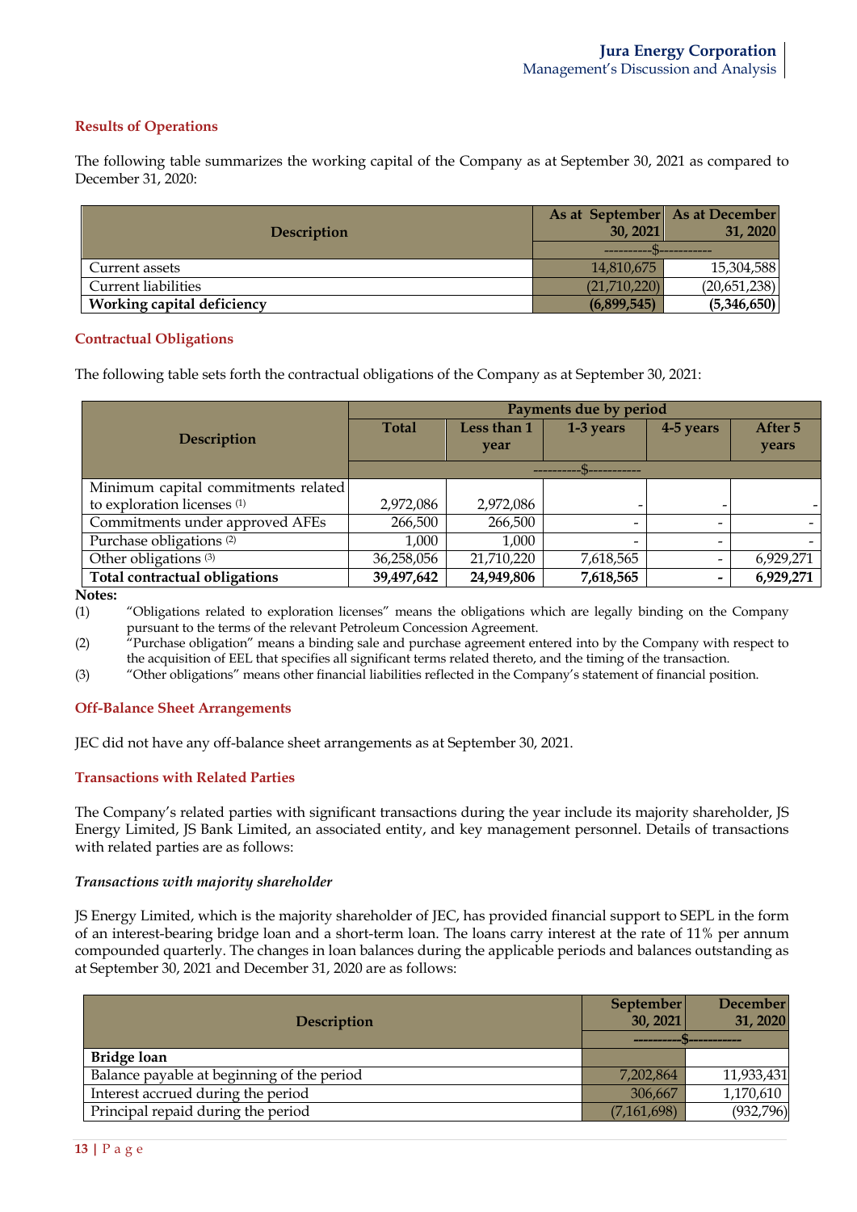### Results of Operations

The following table summarizes the working capital of the Company as at September 30, 2021 as compared to December 31, 2020:

| Description | As at September 30, 2021 | As at December 31, 2020 |
|---|---|---|
| | ----------$---------- | |
| Current assets | 14,810,675 | 15,304,588 |
| Current liabilities | (21,710,220) | (20,651,238) |
| **Working capital deficiency** | **(6,899,545)** | **(5,346,650)** |

### Contractual Obligations

The following table sets forth the contractual obligations of the Company as at September 30, 2021:

| Description | Payments due by period | | | | |
|---|---|---|---|---|---|
| | Total | Less than 1 year | 1-3 years | 4-5 years | After 5 years |
| | ----------$---------- | | | | |
| Minimum capital commitments related to exploration licenses (1) | 2,972,086 | 2,972,086 | - | - | - |
| Commitments under approved AFEs | 266,500 | 266,500 | - | - | - |
| Purchase obligations (2) | 1,000 | 1,000 | - | - | - |
| Other obligations (3) | 36,258,056 | 21,710,220 | 7,618,565 | - | 6,929,271 |
| **Total contractual obligations** | **39,497,642** | **24,949,806** | **7,618,565** | **-** | **6,929,271** |

**Notes:**

(1) "Obligations related to exploration licenses" means the obligations which are legally binding on the Company pursuant to the terms of the relevant Petroleum Concession Agreement.

(2) "Purchase obligation" means a binding sale and purchase agreement entered into by the Company with respect to the acquisition of EEL that specifies all significant terms related thereto, and the timing of the transaction.

(3) "Other obligations" means other financial liabilities reflected in the Company's statement of financial position.

### Off-Balance Sheet Arrangements

JEC did not have any off-balance sheet arrangements as at September 30, 2021.

### Transactions with Related Parties

The Company's related parties with significant transactions during the year include its majority shareholder, JS Energy Limited, JS Bank Limited, an associated entity, and key management personnel. Details of transactions with related parties are as follows:

*Transactions with majority shareholder*

JS Energy Limited, which is the majority shareholder of JEC, has provided financial support to SEPL in the form of an interest-bearing bridge loan and a short-term loan. The loans carry interest at the rate of 11% per annum compounded quarterly. The changes in loan balances during the applicable periods and balances outstanding as at September 30, 2021 and December 31, 2020 are as follows:

| Description | September 30, 2021 | December 31, 2020 |
|---|---|---|
| | ----------$---------- | |
| **Bridge loan** | | |
| Balance payable at beginning of the period | 7,202,864 | 11,933,431 |
| Interest accrued during the period | 306,667 | 1,170,610 |
| Principal repaid during the period | (7,161,698) | (932,796) |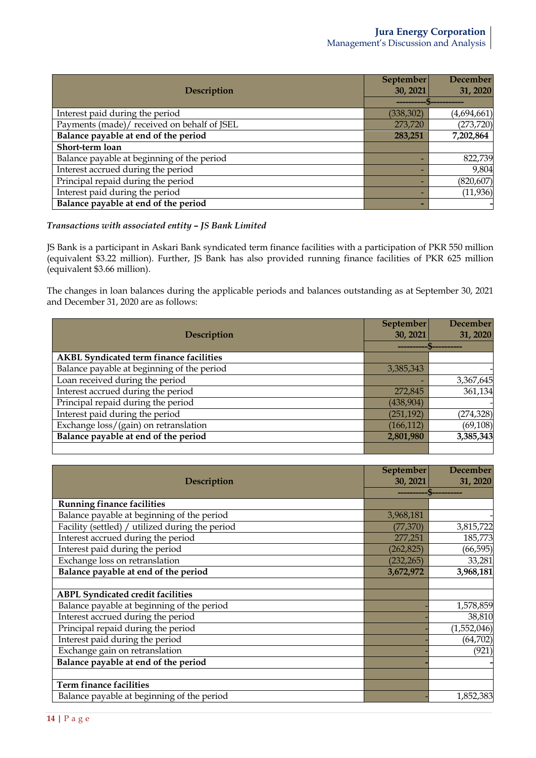| Description | September 30, 2021 | December 31, 2020 |
|---|---|---|
| | ----------$---------- | |
| Interest paid during the period | (338,302) | (4,694,661) |
| Payments (made)/ received on behalf of JSEL | 273,720 | (273,720) |
| **Balance payable at end of the period** | **283,251** | **7,202,864** |
| **Short-term loan** | | |
| Balance payable at beginning of the period | - | 822,739 |
| Interest accrued during the period | - | 9,804 |
| Principal repaid during the period | - | (820,607) |
| Interest paid during the period | - | (11,936) |
| **Balance payable at end of the period** | **-** | **-** |

***Transactions with associated entity – JS Bank Limited***

JS Bank is a participant in Askari Bank syndicated term finance facilities with a participation of PKR 550 million (equivalent $3.22 million). Further, JS Bank has also provided running finance facilities of PKR 625 million (equivalent $3.66 million).

The changes in loan balances during the applicable periods and balances outstanding as at September 30, 2021 and December 31, 2020 are as follows:

| Description | September 30, 2021 | December 31, 2020 |
|---|---|---|
| | ----------$---------- | |
| **AKBL Syndicated term finance facilities** | | |
| Balance payable at beginning of the period | 3,385,343 | - |
| Loan received during the period | - | 3,367,645 |
| Interest accrued during the period | 272,845 | 361,134 |
| Principal repaid during the period | (438,904) | - |
| Interest paid during the period | (251,192) | (274,328) |
| Exchange loss/(gain) on retranslation | (166,112) | (69,108) |
| **Balance payable at end of the period** | **2,801,980** | **3,385,343** |

| Description | September 30, 2021 | December 31, 2020 |
|---|---|---|
| | ----------$---------- | |
| **Running finance facilities** | | |
| Balance payable at beginning of the period | 3,968,181 | - |
| Facility (settled) / utilized during the period | (77,370) | 3,815,722 |
| Interest accrued during the period | 277,251 | 185,773 |
| Interest paid during the period | (262,825) | (66,595) |
| Exchange loss on retranslation | (232,265) | 33,281 |
| **Balance payable at end of the period** | **3,672,972** | **3,968,181** |
| | | |
| **ABPL Syndicated credit facilities** | | |
| Balance payable at beginning of the period | - | 1,578,859 |
| Interest accrued during the period | - | 38,810 |
| Principal repaid during the period | - | (1,552,046) |
| Interest paid during the period | - | (64,702) |
| Exchange gain on retranslation | - | (921) |
| **Balance payable at end of the period** | **-** | **-** |
| | | |
| **Term finance facilities** | | |
| Balance payable at beginning of the period | - | 1,852,383 |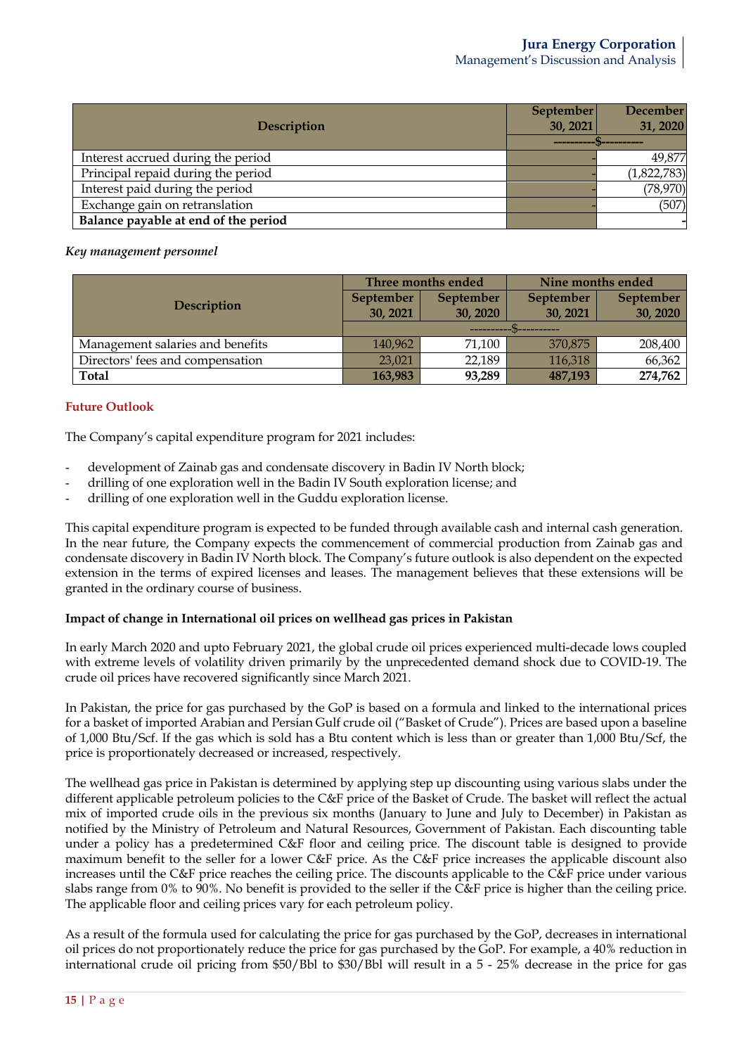| Description | September 30, 2021 | December 31, 2020 |
|---|---|---|
| | ----------$---------- | |
| Interest accrued during the period | - | 49,877 |
| Principal repaid during the period | - | (1,822,783) |
| Interest paid during the period | - | (78,970) |
| Exchange gain on retranslation | - | (507) |
| **Balance payable at end of the period** | | **-** |

***Key management personnel***

| Description | Three months ended | | Nine months ended | |
|---|---|---|---|---|
| | September 30, 2021 | September 30, 2020 | September 30, 2021 | September 30, 2020 |
| | ----------$---------- | | | |
| Management salaries and benefits | 140,962 | 71,100 | 370,875 | 208,400 |
| Directors' fees and compensation | 23,021 | 22,189 | 116,318 | 66,362 |
| **Total** | **163,983** | **93,289** | **487,193** | **274,762** |

## Future Outlook

The Company's capital expenditure program for 2021 includes:

- development of Zainab gas and condensate discovery in Badin IV North block;
- drilling of one exploration well in the Badin IV South exploration license; and
- drilling of one exploration well in the Guddu exploration license.

This capital expenditure program is expected to be funded through available cash and internal cash generation. In the near future, the Company expects the commencement of commercial production from Zainab gas and condensate discovery in Badin IV North block. The Company's future outlook is also dependent on the expected extension in the terms of expired licenses and leases. The management believes that these extensions will be granted in the ordinary course of business.

**Impact of change in International oil prices on wellhead gas prices in Pakistan**

In early March 2020 and upto February 2021, the global crude oil prices experienced multi-decade lows coupled with extreme levels of volatility driven primarily by the unprecedented demand shock due to COVID-19. The crude oil prices have recovered significantly since March 2021.

In Pakistan, the price for gas purchased by the GoP is based on a formula and linked to the international prices for a basket of imported Arabian and Persian Gulf crude oil ("Basket of Crude"). Prices are based upon a baseline of 1,000 Btu/Scf. If the gas which is sold has a Btu content which is less than or greater than 1,000 Btu/Scf, the price is proportionately decreased or increased, respectively.

The wellhead gas price in Pakistan is determined by applying step up discounting using various slabs under the different applicable petroleum policies to the C&F price of the Basket of Crude. The basket will reflect the actual mix of imported crude oils in the previous six months (January to June and July to December) in Pakistan as notified by the Ministry of Petroleum and Natural Resources, Government of Pakistan. Each discounting table under a policy has a predetermined C&F floor and ceiling price. The discount table is designed to provide maximum benefit to the seller for a lower C&F price. As the C&F price increases the applicable discount also increases until the C&F price reaches the ceiling price. The discounts applicable to the C&F price under various slabs range from 0% to 90%. No benefit is provided to the seller if the C&F price is higher than the ceiling price. The applicable floor and ceiling prices vary for each petroleum policy.

As a result of the formula used for calculating the price for gas purchased by the GoP, decreases in international oil prices do not proportionately reduce the price for gas purchased by the GoP. For example, a 40% reduction in international crude oil pricing from $50/Bbl to $30/Bbl will result in a 5 - 25% decrease in the price for gas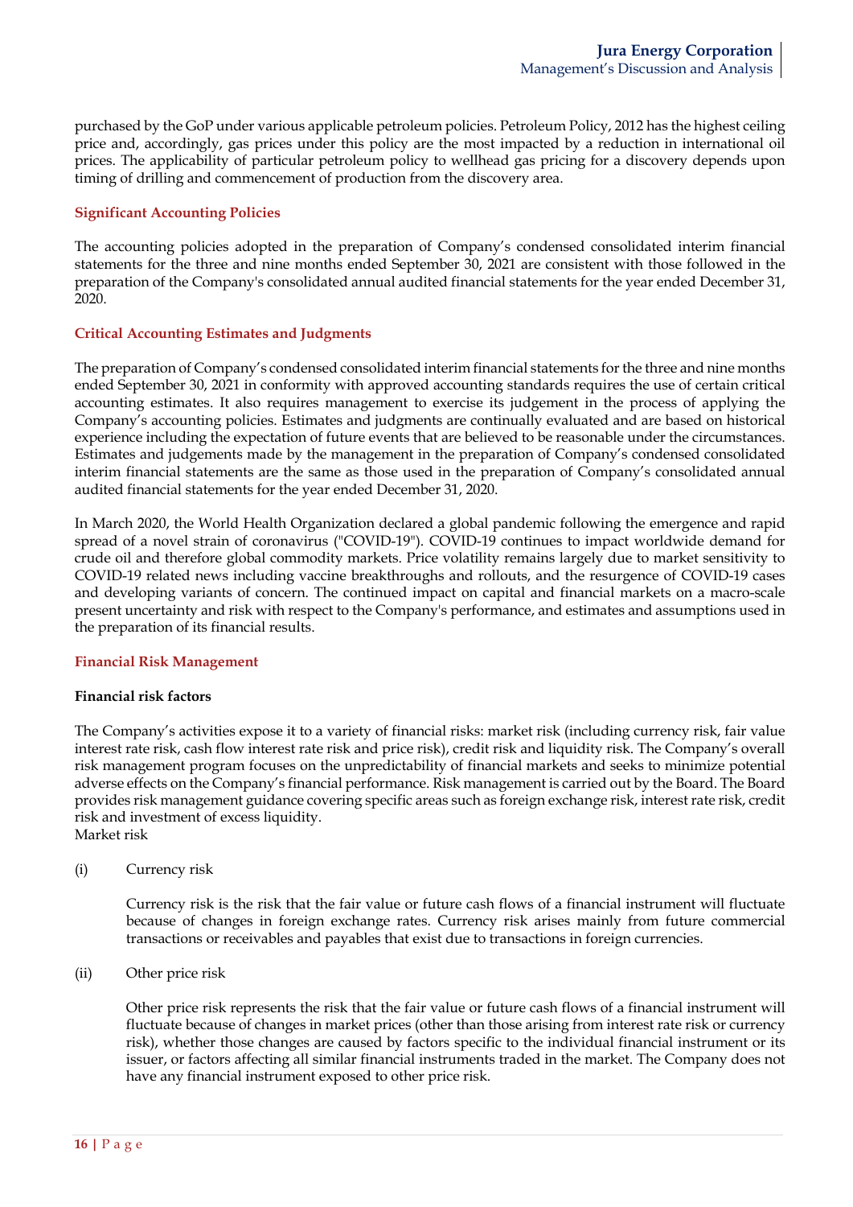purchased by the GoP under various applicable petroleum policies. Petroleum Policy, 2012 has the highest ceiling price and, accordingly, gas prices under this policy are the most impacted by a reduction in international oil prices. The applicability of particular petroleum policy to wellhead gas pricing for a discovery depends upon timing of drilling and commencement of production from the discovery area.

## Significant Accounting Policies

The accounting policies adopted in the preparation of Company's condensed consolidated interim financial statements for the three and nine months ended September 30, 2021 are consistent with those followed in the preparation of the Company's consolidated annual audited financial statements for the year ended December 31, 2020.

## Critical Accounting Estimates and Judgments

The preparation of Company's condensed consolidated interim financial statements for the three and nine months ended September 30, 2021 in conformity with approved accounting standards requires the use of certain critical accounting estimates. It also requires management to exercise its judgement in the process of applying the Company's accounting policies. Estimates and judgments are continually evaluated and are based on historical experience including the expectation of future events that are believed to be reasonable under the circumstances. Estimates and judgements made by the management in the preparation of Company's condensed consolidated interim financial statements are the same as those used in the preparation of Company's consolidated annual audited financial statements for the year ended December 31, 2020.

In March 2020, the World Health Organization declared a global pandemic following the emergence and rapid spread of a novel strain of coronavirus ("COVID-19"). COVID-19 continues to impact worldwide demand for crude oil and therefore global commodity markets. Price volatility remains largely due to market sensitivity to COVID-19 related news including vaccine breakthroughs and rollouts, and the resurgence of COVID-19 cases and developing variants of concern. The continued impact on capital and financial markets on a macro-scale present uncertainty and risk with respect to the Company's performance, and estimates and assumptions used in the preparation of its financial results.

## Financial Risk Management

### Financial risk factors

The Company's activities expose it to a variety of financial risks: market risk (including currency risk, fair value interest rate risk, cash flow interest rate risk and price risk), credit risk and liquidity risk. The Company's overall risk management program focuses on the unpredictability of financial markets and seeks to minimize potential adverse effects on the Company's financial performance. Risk management is carried out by the Board. The Board provides risk management guidance covering specific areas such as foreign exchange risk, interest rate risk, credit risk and investment of excess liquidity.

Market risk

(i) Currency risk

Currency risk is the risk that the fair value or future cash flows of a financial instrument will fluctuate because of changes in foreign exchange rates. Currency risk arises mainly from future commercial transactions or receivables and payables that exist due to transactions in foreign currencies.

(ii) Other price risk

Other price risk represents the risk that the fair value or future cash flows of a financial instrument will fluctuate because of changes in market prices (other than those arising from interest rate risk or currency risk), whether those changes are caused by factors specific to the individual financial instrument or its issuer, or factors affecting all similar financial instruments traded in the market. The Company does not have any financial instrument exposed to other price risk.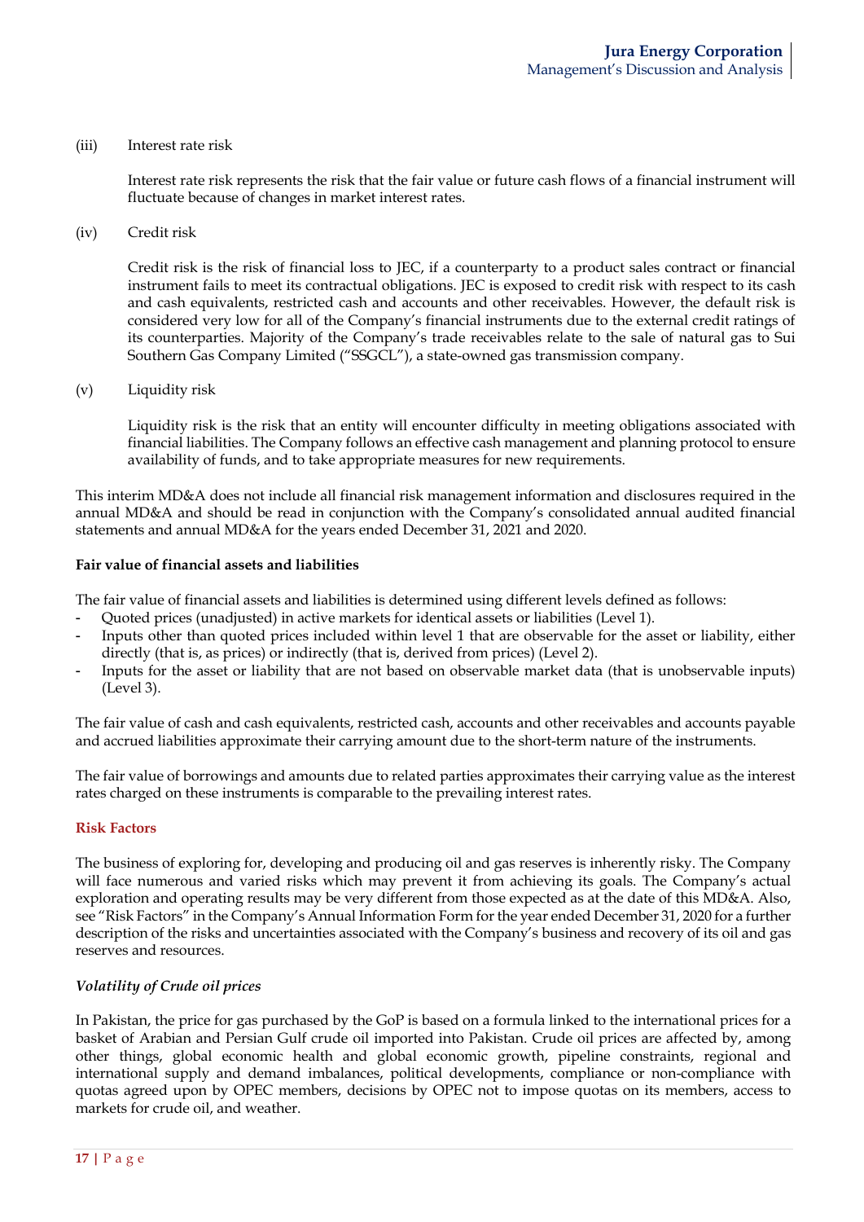(iii) Interest rate risk

Interest rate risk represents the risk that the fair value or future cash flows of a financial instrument will fluctuate because of changes in market interest rates.

(iv) Credit risk

Credit risk is the risk of financial loss to JEC, if a counterparty to a product sales contract or financial instrument fails to meet its contractual obligations. JEC is exposed to credit risk with respect to its cash and cash equivalents, restricted cash and accounts and other receivables. However, the default risk is considered very low for all of the Company's financial instruments due to the external credit ratings of its counterparties. Majority of the Company's trade receivables relate to the sale of natural gas to Sui Southern Gas Company Limited ("SSGCL"), a state-owned gas transmission company.

(v) Liquidity risk

Liquidity risk is the risk that an entity will encounter difficulty in meeting obligations associated with financial liabilities. The Company follows an effective cash management and planning protocol to ensure availability of funds, and to take appropriate measures for new requirements.

This interim MD&A does not include all financial risk management information and disclosures required in the annual MD&A and should be read in conjunction with the Company's consolidated annual audited financial statements and annual MD&A for the years ended December 31, 2021 and 2020.

**Fair value of financial assets and liabilities**

The fair value of financial assets and liabilities is determined using different levels defined as follows:

- Quoted prices (unadjusted) in active markets for identical assets or liabilities (Level 1).
- Inputs other than quoted prices included within level 1 that are observable for the asset or liability, either directly (that is, as prices) or indirectly (that is, derived from prices) (Level 2).
- Inputs for the asset or liability that are not based on observable market data (that is unobservable inputs) (Level 3).

The fair value of cash and cash equivalents, restricted cash, accounts and other receivables and accounts payable and accrued liabilities approximate their carrying amount due to the short-term nature of the instruments.

The fair value of borrowings and amounts due to related parties approximates their carrying value as the interest rates charged on these instruments is comparable to the prevailing interest rates.

## Risk Factors

The business of exploring for, developing and producing oil and gas reserves is inherently risky. The Company will face numerous and varied risks which may prevent it from achieving its goals. The Company's actual exploration and operating results may be very different from those expected as at the date of this MD&A. Also, see "Risk Factors" in the Company's Annual Information Form for the year ended December 31, 2020 for a further description of the risks and uncertainties associated with the Company's business and recovery of its oil and gas reserves and resources.

***Volatility of Crude oil prices***

In Pakistan, the price for gas purchased by the GoP is based on a formula linked to the international prices for a basket of Arabian and Persian Gulf crude oil imported into Pakistan. Crude oil prices are affected by, among other things, global economic health and global economic growth, pipeline constraints, regional and international supply and demand imbalances, political developments, compliance or non-compliance with quotas agreed upon by OPEC members, decisions by OPEC not to impose quotas on its members, access to markets for crude oil, and weather.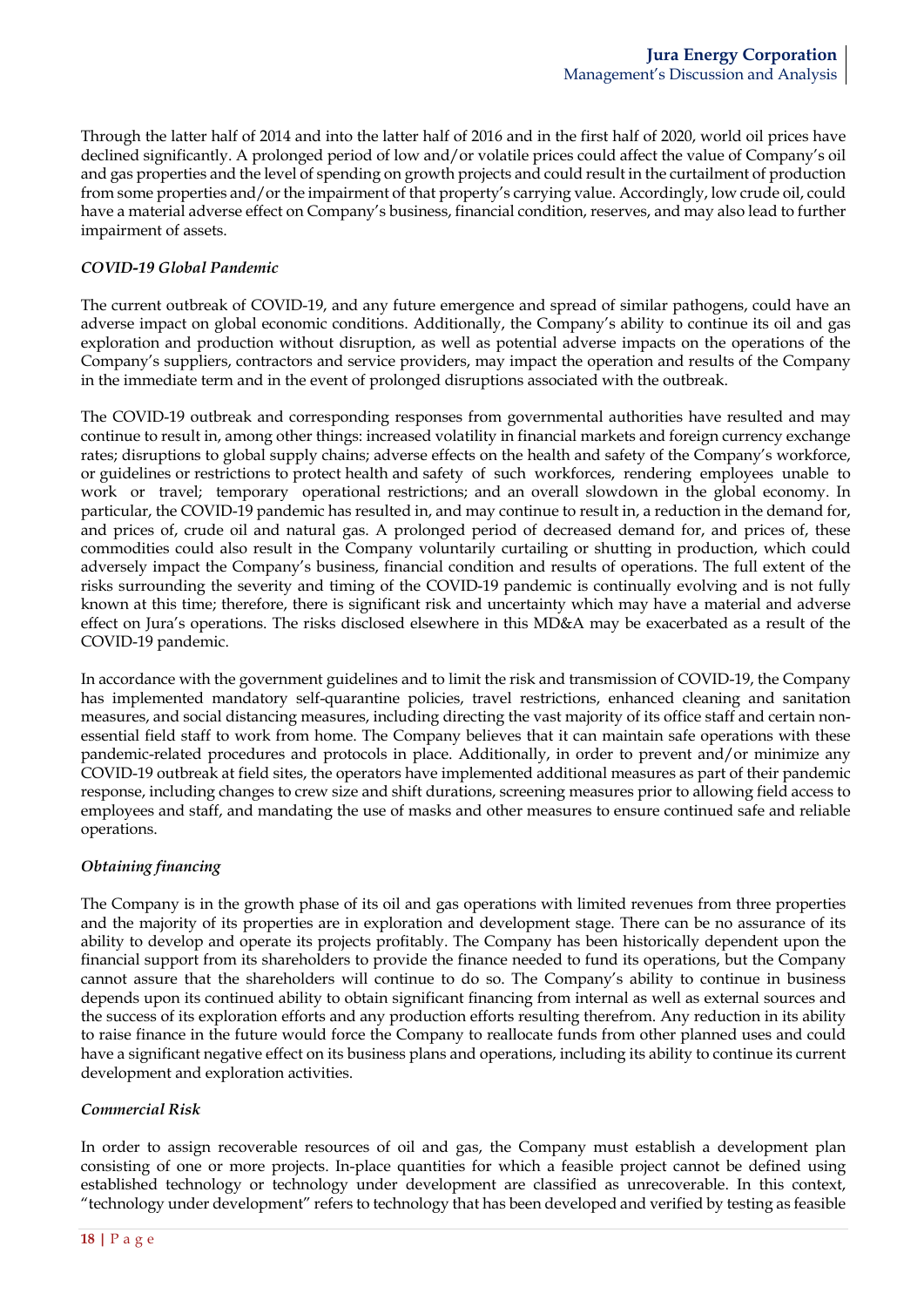Through the latter half of 2014 and into the latter half of 2016 and in the first half of 2020, world oil prices have declined significantly. A prolonged period of low and/or volatile prices could affect the value of Company's oil and gas properties and the level of spending on growth projects and could result in the curtailment of production from some properties and/or the impairment of that property's carrying value. Accordingly, low crude oil, could have a material adverse effect on Company's business, financial condition, reserves, and may also lead to further impairment of assets.

### *COVID-19 Global Pandemic*

The current outbreak of COVID-19, and any future emergence and spread of similar pathogens, could have an adverse impact on global economic conditions. Additionally, the Company's ability to continue its oil and gas exploration and production without disruption, as well as potential adverse impacts on the operations of the Company's suppliers, contractors and service providers, may impact the operation and results of the Company in the immediate term and in the event of prolonged disruptions associated with the outbreak.

The COVID-19 outbreak and corresponding responses from governmental authorities have resulted and may continue to result in, among other things: increased volatility in financial markets and foreign currency exchange rates; disruptions to global supply chains; adverse effects on the health and safety of the Company's workforce, or guidelines or restrictions to protect health and safety of such workforces, rendering employees unable to work or travel; temporary operational restrictions; and an overall slowdown in the global economy. In particular, the COVID-19 pandemic has resulted in, and may continue to result in, a reduction in the demand for, and prices of, crude oil and natural gas. A prolonged period of decreased demand for, and prices of, these commodities could also result in the Company voluntarily curtailing or shutting in production, which could adversely impact the Company's business, financial condition and results of operations. The full extent of the risks surrounding the severity and timing of the COVID-19 pandemic is continually evolving and is not fully known at this time; therefore, there is significant risk and uncertainty which may have a material and adverse effect on Jura's operations. The risks disclosed elsewhere in this MD&A may be exacerbated as a result of the COVID-19 pandemic.

In accordance with the government guidelines and to limit the risk and transmission of COVID-19, the Company has implemented mandatory self-quarantine policies, travel restrictions, enhanced cleaning and sanitation measures, and social distancing measures, including directing the vast majority of its office staff and certain non-essential field staff to work from home. The Company believes that it can maintain safe operations with these pandemic-related procedures and protocols in place. Additionally, in order to prevent and/or minimize any COVID-19 outbreak at field sites, the operators have implemented additional measures as part of their pandemic response, including changes to crew size and shift durations, screening measures prior to allowing field access to employees and staff, and mandating the use of masks and other measures to ensure continued safe and reliable operations.

### *Obtaining financing*

The Company is in the growth phase of its oil and gas operations with limited revenues from three properties and the majority of its properties are in exploration and development stage. There can be no assurance of its ability to develop and operate its projects profitably. The Company has been historically dependent upon the financial support from its shareholders to provide the finance needed to fund its operations, but the Company cannot assure that the shareholders will continue to do so. The Company's ability to continue in business depends upon its continued ability to obtain significant financing from internal as well as external sources and the success of its exploration efforts and any production efforts resulting therefrom. Any reduction in its ability to raise finance in the future would force the Company to reallocate funds from other planned uses and could have a significant negative effect on its business plans and operations, including its ability to continue its current development and exploration activities.

### *Commercial Risk*

In order to assign recoverable resources of oil and gas, the Company must establish a development plan consisting of one or more projects. In-place quantities for which a feasible project cannot be defined using established technology or technology under development are classified as unrecoverable. In this context, "technology under development" refers to technology that has been developed and verified by testing as feasible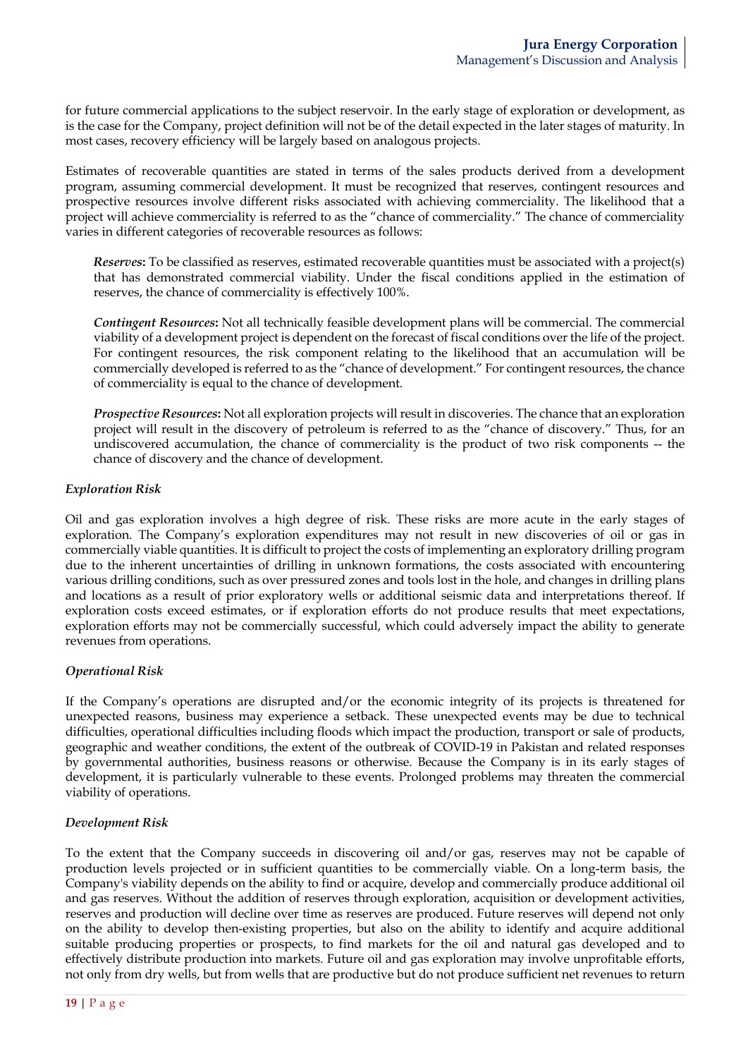for future commercial applications to the subject reservoir. In the early stage of exploration or development, as is the case for the Company, project definition will not be of the detail expected in the later stages of maturity. In most cases, recovery efficiency will be largely based on analogous projects.

Estimates of recoverable quantities are stated in terms of the sales products derived from a development program, assuming commercial development. It must be recognized that reserves, contingent resources and prospective resources involve different risks associated with achieving commerciality. The likelihood that a project will achieve commerciality is referred to as the "chance of commerciality." The chance of commerciality varies in different categories of recoverable resources as follows:

> ***Reserves*:** To be classified as reserves, estimated recoverable quantities must be associated with a project(s) that has demonstrated commercial viability. Under the fiscal conditions applied in the estimation of reserves, the chance of commerciality is effectively 100%.
>
> ***Contingent Resources*:** Not all technically feasible development plans will be commercial. The commercial viability of a development project is dependent on the forecast of fiscal conditions over the life of the project. For contingent resources, the risk component relating to the likelihood that an accumulation will be commercially developed is referred to as the "chance of development." For contingent resources, the chance of commerciality is equal to the chance of development.
>
> ***Prospective Resources*:** Not all exploration projects will result in discoveries. The chance that an exploration project will result in the discovery of petroleum is referred to as the "chance of discovery." Thus, for an undiscovered accumulation, the chance of commerciality is the product of two risk components -- the chance of discovery and the chance of development.

***Exploration Risk***

Oil and gas exploration involves a high degree of risk. These risks are more acute in the early stages of exploration. The Company's exploration expenditures may not result in new discoveries of oil or gas in commercially viable quantities. It is difficult to project the costs of implementing an exploratory drilling program due to the inherent uncertainties of drilling in unknown formations, the costs associated with encountering various drilling conditions, such as over pressured zones and tools lost in the hole, and changes in drilling plans and locations as a result of prior exploratory wells or additional seismic data and interpretations thereof. If exploration costs exceed estimates, or if exploration efforts do not produce results that meet expectations, exploration efforts may not be commercially successful, which could adversely impact the ability to generate revenues from operations.

***Operational Risk***

If the Company's operations are disrupted and/or the economic integrity of its projects is threatened for unexpected reasons, business may experience a setback. These unexpected events may be due to technical difficulties, operational difficulties including floods which impact the production, transport or sale of products, geographic and weather conditions, the extent of the outbreak of COVID-19 in Pakistan and related responses by governmental authorities, business reasons or otherwise. Because the Company is in its early stages of development, it is particularly vulnerable to these events. Prolonged problems may threaten the commercial viability of operations.

***Development Risk***

To the extent that the Company succeeds in discovering oil and/or gas, reserves may not be capable of production levels projected or in sufficient quantities to be commercially viable. On a long-term basis, the Company's viability depends on the ability to find or acquire, develop and commercially produce additional oil and gas reserves. Without the addition of reserves through exploration, acquisition or development activities, reserves and production will decline over time as reserves are produced. Future reserves will depend not only on the ability to develop then-existing properties, but also on the ability to identify and acquire additional suitable producing properties or prospects, to find markets for the oil and natural gas developed and to effectively distribute production into markets. Future oil and gas exploration may involve unprofitable efforts, not only from dry wells, but from wells that are productive but do not produce sufficient net revenues to return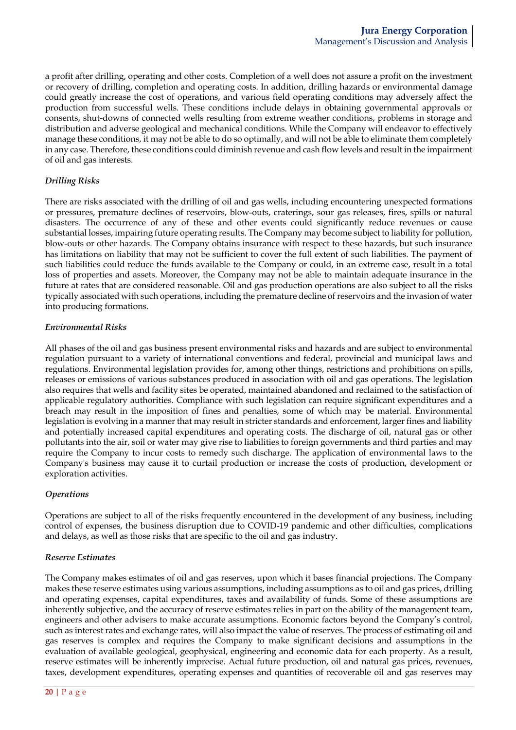a profit after drilling, operating and other costs. Completion of a well does not assure a profit on the investment or recovery of drilling, completion and operating costs. In addition, drilling hazards or environmental damage could greatly increase the cost of operations, and various field operating conditions may adversely affect the production from successful wells. These conditions include delays in obtaining governmental approvals or consents, shut-downs of connected wells resulting from extreme weather conditions, problems in storage and distribution and adverse geological and mechanical conditions. While the Company will endeavor to effectively manage these conditions, it may not be able to do so optimally, and will not be able to eliminate them completely in any case. Therefore, these conditions could diminish revenue and cash flow levels and result in the impairment of oil and gas interests.

*Drilling Risks*

There are risks associated with the drilling of oil and gas wells, including encountering unexpected formations or pressures, premature declines of reservoirs, blow-outs, craterings, sour gas releases, fires, spills or natural disasters. The occurrence of any of these and other events could significantly reduce revenues or cause substantial losses, impairing future operating results. The Company may become subject to liability for pollution, blow-outs or other hazards. The Company obtains insurance with respect to these hazards, but such insurance has limitations on liability that may not be sufficient to cover the full extent of such liabilities. The payment of such liabilities could reduce the funds available to the Company or could, in an extreme case, result in a total loss of properties and assets. Moreover, the Company may not be able to maintain adequate insurance in the future at rates that are considered reasonable. Oil and gas production operations are also subject to all the risks typically associated with such operations, including the premature decline of reservoirs and the invasion of water into producing formations.

*Environmental Risks*

All phases of the oil and gas business present environmental risks and hazards and are subject to environmental regulation pursuant to a variety of international conventions and federal, provincial and municipal laws and regulations. Environmental legislation provides for, among other things, restrictions and prohibitions on spills, releases or emissions of various substances produced in association with oil and gas operations. The legislation also requires that wells and facility sites be operated, maintained abandoned and reclaimed to the satisfaction of applicable regulatory authorities. Compliance with such legislation can require significant expenditures and a breach may result in the imposition of fines and penalties, some of which may be material. Environmental legislation is evolving in a manner that may result in stricter standards and enforcement, larger fines and liability and potentially increased capital expenditures and operating costs. The discharge of oil, natural gas or other pollutants into the air, soil or water may give rise to liabilities to foreign governments and third parties and may require the Company to incur costs to remedy such discharge. The application of environmental laws to the Company's business may cause it to curtail production or increase the costs of production, development or exploration activities.

*Operations*

Operations are subject to all of the risks frequently encountered in the development of any business, including control of expenses, the business disruption due to COVID-19 pandemic and other difficulties, complications and delays, as well as those risks that are specific to the oil and gas industry.

*Reserve Estimates*

The Company makes estimates of oil and gas reserves, upon which it bases financial projections. The Company makes these reserve estimates using various assumptions, including assumptions as to oil and gas prices, drilling and operating expenses, capital expenditures, taxes and availability of funds. Some of these assumptions are inherently subjective, and the accuracy of reserve estimates relies in part on the ability of the management team, engineers and other advisers to make accurate assumptions. Economic factors beyond the Company's control, such as interest rates and exchange rates, will also impact the value of reserves. The process of estimating oil and gas reserves is complex and requires the Company to make significant decisions and assumptions in the evaluation of available geological, geophysical, engineering and economic data for each property. As a result, reserve estimates will be inherently imprecise. Actual future production, oil and natural gas prices, revenues, taxes, development expenditures, operating expenses and quantities of recoverable oil and gas reserves may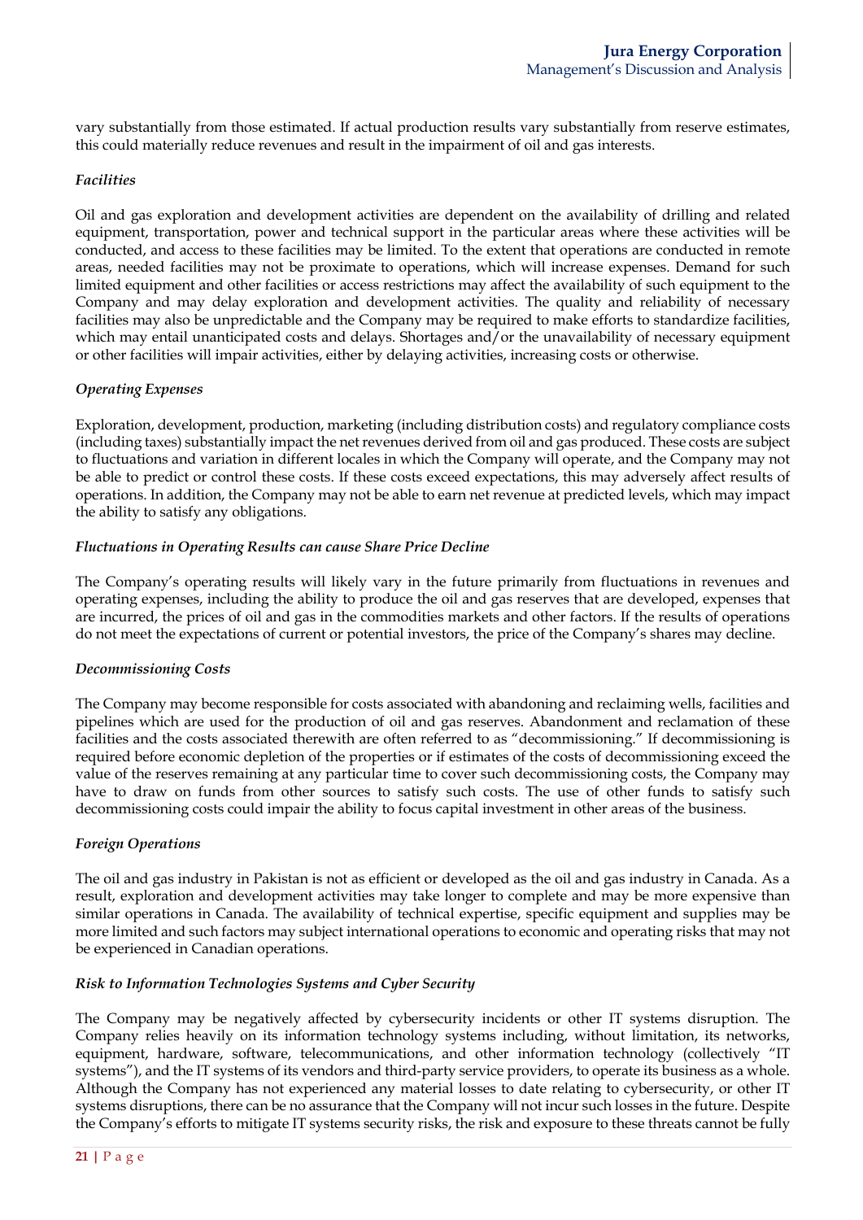vary substantially from those estimated. If actual production results vary substantially from reserve estimates, this could materially reduce revenues and result in the impairment of oil and gas interests.

*Facilities*

Oil and gas exploration and development activities are dependent on the availability of drilling and related equipment, transportation, power and technical support in the particular areas where these activities will be conducted, and access to these facilities may be limited. To the extent that operations are conducted in remote areas, needed facilities may not be proximate to operations, which will increase expenses. Demand for such limited equipment and other facilities or access restrictions may affect the availability of such equipment to the Company and may delay exploration and development activities. The quality and reliability of necessary facilities may also be unpredictable and the Company may be required to make efforts to standardize facilities, which may entail unanticipated costs and delays. Shortages and/or the unavailability of necessary equipment or other facilities will impair activities, either by delaying activities, increasing costs or otherwise.

*Operating Expenses*

Exploration, development, production, marketing (including distribution costs) and regulatory compliance costs (including taxes) substantially impact the net revenues derived from oil and gas produced. These costs are subject to fluctuations and variation in different locales in which the Company will operate, and the Company may not be able to predict or control these costs. If these costs exceed expectations, this may adversely affect results of operations. In addition, the Company may not be able to earn net revenue at predicted levels, which may impact the ability to satisfy any obligations.

*Fluctuations in Operating Results can cause Share Price Decline*

The Company's operating results will likely vary in the future primarily from fluctuations in revenues and operating expenses, including the ability to produce the oil and gas reserves that are developed, expenses that are incurred, the prices of oil and gas in the commodities markets and other factors. If the results of operations do not meet the expectations of current or potential investors, the price of the Company's shares may decline.

*Decommissioning Costs*

The Company may become responsible for costs associated with abandoning and reclaiming wells, facilities and pipelines which are used for the production of oil and gas reserves. Abandonment and reclamation of these facilities and the costs associated therewith are often referred to as "decommissioning." If decommissioning is required before economic depletion of the properties or if estimates of the costs of decommissioning exceed the value of the reserves remaining at any particular time to cover such decommissioning costs, the Company may have to draw on funds from other sources to satisfy such costs. The use of other funds to satisfy such decommissioning costs could impair the ability to focus capital investment in other areas of the business.

*Foreign Operations*

The oil and gas industry in Pakistan is not as efficient or developed as the oil and gas industry in Canada. As a result, exploration and development activities may take longer to complete and may be more expensive than similar operations in Canada. The availability of technical expertise, specific equipment and supplies may be more limited and such factors may subject international operations to economic and operating risks that may not be experienced in Canadian operations.

*Risk to Information Technologies Systems and Cyber Security*

The Company may be negatively affected by cybersecurity incidents or other IT systems disruption. The Company relies heavily on its information technology systems including, without limitation, its networks, equipment, hardware, software, telecommunications, and other information technology (collectively "IT systems"), and the IT systems of its vendors and third-party service providers, to operate its business as a whole. Although the Company has not experienced any material losses to date relating to cybersecurity, or other IT systems disruptions, there can be no assurance that the Company will not incur such losses in the future. Despite the Company's efforts to mitigate IT systems security risks, the risk and exposure to these threats cannot be fully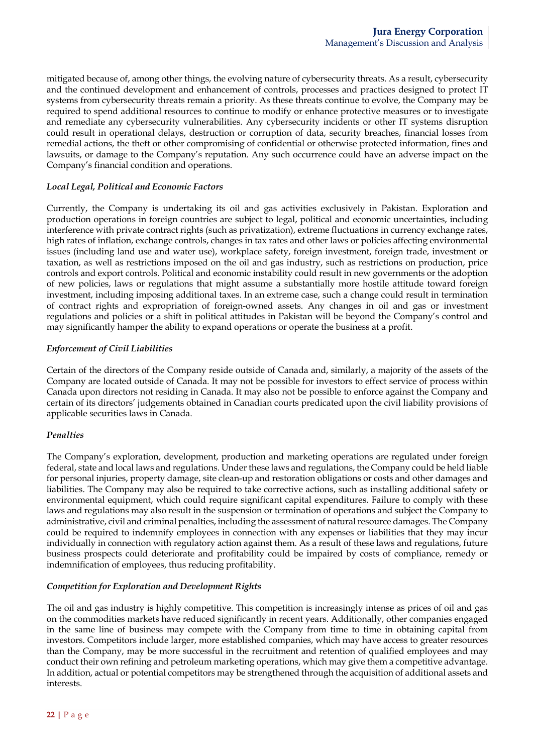mitigated because of, among other things, the evolving nature of cybersecurity threats. As a result, cybersecurity and the continued development and enhancement of controls, processes and practices designed to protect IT systems from cybersecurity threats remain a priority. As these threats continue to evolve, the Company may be required to spend additional resources to continue to modify or enhance protective measures or to investigate and remediate any cybersecurity vulnerabilities. Any cybersecurity incidents or other IT systems disruption could result in operational delays, destruction or corruption of data, security breaches, financial losses from remedial actions, the theft or other compromising of confidential or otherwise protected information, fines and lawsuits, or damage to the Company's reputation. Any such occurrence could have an adverse impact on the Company's financial condition and operations.

***Local Legal, Political and Economic Factors***

Currently, the Company is undertaking its oil and gas activities exclusively in Pakistan. Exploration and production operations in foreign countries are subject to legal, political and economic uncertainties, including interference with private contract rights (such as privatization), extreme fluctuations in currency exchange rates, high rates of inflation, exchange controls, changes in tax rates and other laws or policies affecting environmental issues (including land use and water use), workplace safety, foreign investment, foreign trade, investment or taxation, as well as restrictions imposed on the oil and gas industry, such as restrictions on production, price controls and export controls. Political and economic instability could result in new governments or the adoption of new policies, laws or regulations that might assume a substantially more hostile attitude toward foreign investment, including imposing additional taxes. In an extreme case, such a change could result in termination of contract rights and expropriation of foreign-owned assets. Any changes in oil and gas or investment regulations and policies or a shift in political attitudes in Pakistan will be beyond the Company's control and may significantly hamper the ability to expand operations or operate the business at a profit.

***Enforcement of Civil Liabilities***

Certain of the directors of the Company reside outside of Canada and, similarly, a majority of the assets of the Company are located outside of Canada. It may not be possible for investors to effect service of process within Canada upon directors not residing in Canada. It may also not be possible to enforce against the Company and certain of its directors' judgements obtained in Canadian courts predicated upon the civil liability provisions of applicable securities laws in Canada.

***Penalties***

The Company's exploration, development, production and marketing operations are regulated under foreign federal, state and local laws and regulations. Under these laws and regulations, the Company could be held liable for personal injuries, property damage, site clean-up and restoration obligations or costs and other damages and liabilities. The Company may also be required to take corrective actions, such as installing additional safety or environmental equipment, which could require significant capital expenditures. Failure to comply with these laws and regulations may also result in the suspension or termination of operations and subject the Company to administrative, civil and criminal penalties, including the assessment of natural resource damages. The Company could be required to indemnify employees in connection with any expenses or liabilities that they may incur individually in connection with regulatory action against them. As a result of these laws and regulations, future business prospects could deteriorate and profitability could be impaired by costs of compliance, remedy or indemnification of employees, thus reducing profitability.

***Competition for Exploration and Development Rights***

The oil and gas industry is highly competitive. This competition is increasingly intense as prices of oil and gas on the commodities markets have reduced significantly in recent years. Additionally, other companies engaged in the same line of business may compete with the Company from time to time in obtaining capital from investors. Competitors include larger, more established companies, which may have access to greater resources than the Company, may be more successful in the recruitment and retention of qualified employees and may conduct their own refining and petroleum marketing operations, which may give them a competitive advantage. In addition, actual or potential competitors may be strengthened through the acquisition of additional assets and interests.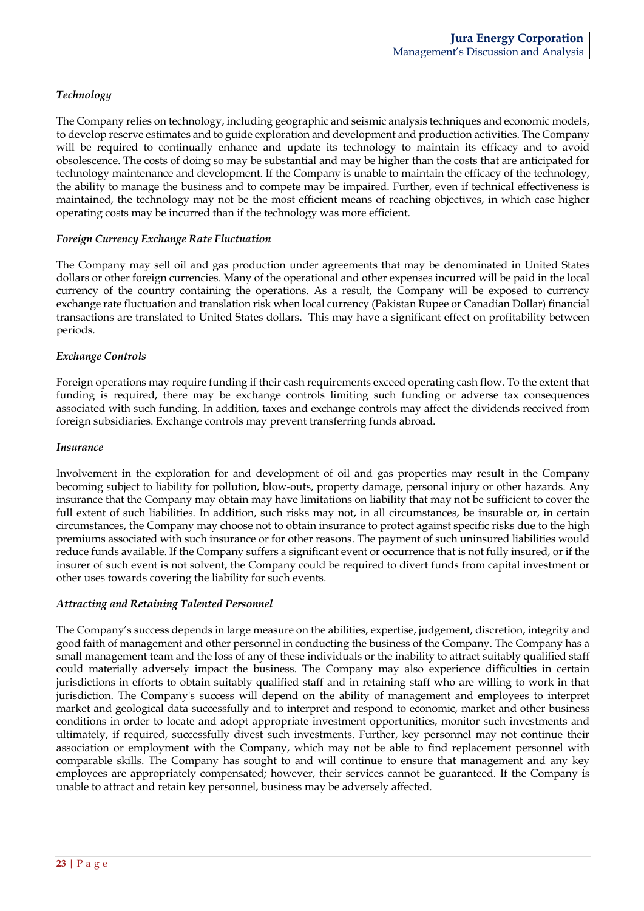### *Technology*

The Company relies on technology, including geographic and seismic analysis techniques and economic models, to develop reserve estimates and to guide exploration and development and production activities. The Company will be required to continually enhance and update its technology to maintain its efficacy and to avoid obsolescence. The costs of doing so may be substantial and may be higher than the costs that are anticipated for technology maintenance and development. If the Company is unable to maintain the efficacy of the technology, the ability to manage the business and to compete may be impaired. Further, even if technical effectiveness is maintained, the technology may not be the most efficient means of reaching objectives, in which case higher operating costs may be incurred than if the technology was more efficient.

### *Foreign Currency Exchange Rate Fluctuation*

The Company may sell oil and gas production under agreements that may be denominated in United States dollars or other foreign currencies. Many of the operational and other expenses incurred will be paid in the local currency of the country containing the operations. As a result, the Company will be exposed to currency exchange rate fluctuation and translation risk when local currency (Pakistan Rupee or Canadian Dollar) financial transactions are translated to United States dollars. This may have a significant effect on profitability between periods.

### *Exchange Controls*

Foreign operations may require funding if their cash requirements exceed operating cash flow. To the extent that funding is required, there may be exchange controls limiting such funding or adverse tax consequences associated with such funding. In addition, taxes and exchange controls may affect the dividends received from foreign subsidiaries. Exchange controls may prevent transferring funds abroad.

### *Insurance*

Involvement in the exploration for and development of oil and gas properties may result in the Company becoming subject to liability for pollution, blow-outs, property damage, personal injury or other hazards. Any insurance that the Company may obtain may have limitations on liability that may not be sufficient to cover the full extent of such liabilities. In addition, such risks may not, in all circumstances, be insurable or, in certain circumstances, the Company may choose not to obtain insurance to protect against specific risks due to the high premiums associated with such insurance or for other reasons. The payment of such uninsured liabilities would reduce funds available. If the Company suffers a significant event or occurrence that is not fully insured, or if the insurer of such event is not solvent, the Company could be required to divert funds from capital investment or other uses towards covering the liability for such events.

### *Attracting and Retaining Talented Personnel*

The Company's success depends in large measure on the abilities, expertise, judgement, discretion, integrity and good faith of management and other personnel in conducting the business of the Company. The Company has a small management team and the loss of any of these individuals or the inability to attract suitably qualified staff could materially adversely impact the business. The Company may also experience difficulties in certain jurisdictions in efforts to obtain suitably qualified staff and in retaining staff who are willing to work in that jurisdiction. The Company's success will depend on the ability of management and employees to interpret market and geological data successfully and to interpret and respond to economic, market and other business conditions in order to locate and adopt appropriate investment opportunities, monitor such investments and ultimately, if required, successfully divest such investments. Further, key personnel may not continue their association or employment with the Company, which may not be able to find replacement personnel with comparable skills. The Company has sought to and will continue to ensure that management and any key employees are appropriately compensated; however, their services cannot be guaranteed. If the Company is unable to attract and retain key personnel, business may be adversely affected.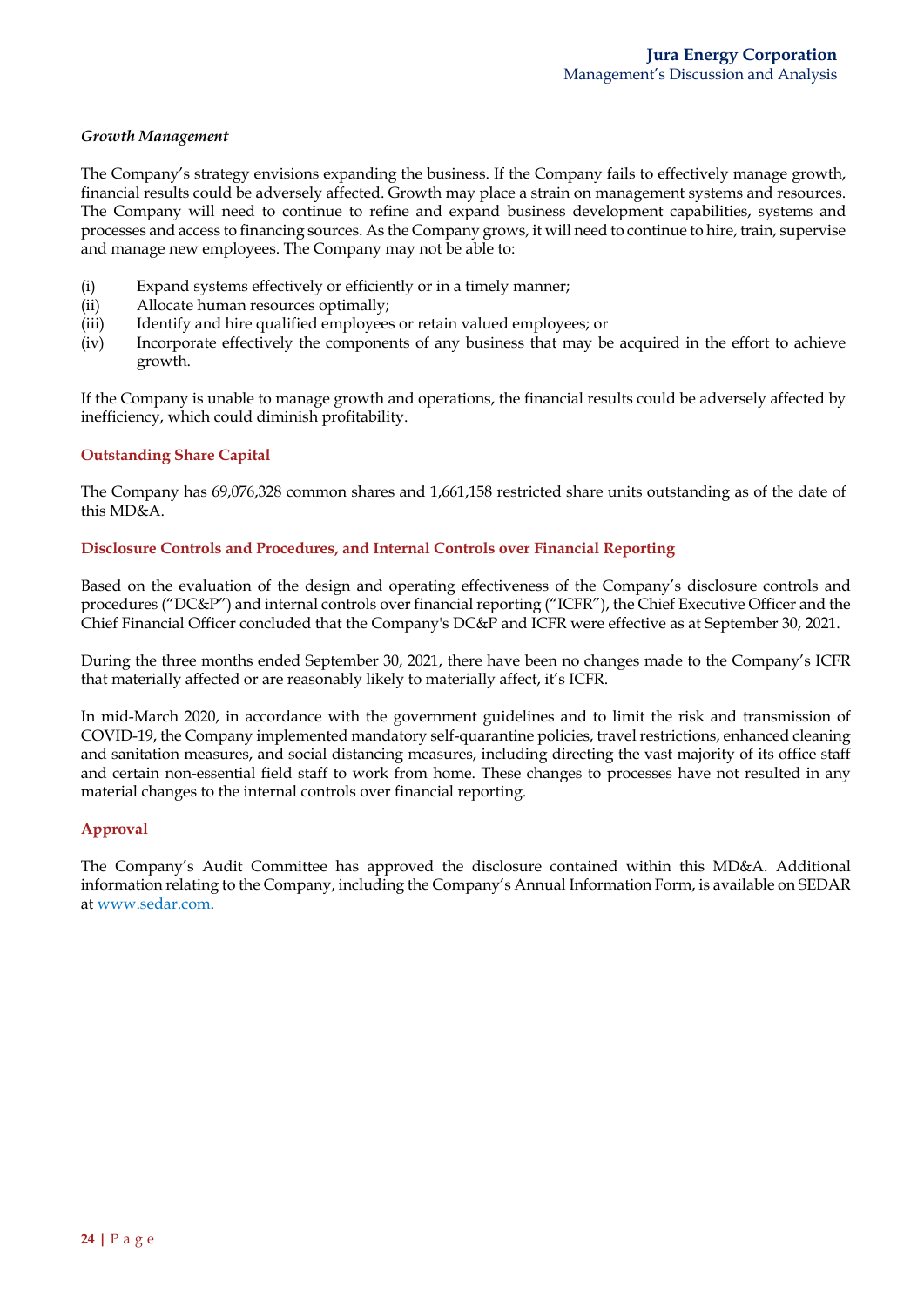*Growth Management*

The Company's strategy envisions expanding the business. If the Company fails to effectively manage growth, financial results could be adversely affected. Growth may place a strain on management systems and resources. The Company will need to continue to refine and expand business development capabilities, systems and processes and access to financing sources. As the Company grows, it will need to continue to hire, train, supervise and manage new employees. The Company may not be able to:

(i) Expand systems effectively or efficiently or in a timely manner;
(ii) Allocate human resources optimally;
(iii) Identify and hire qualified employees or retain valued employees; or
(iv) Incorporate effectively the components of any business that may be acquired in the effort to achieve growth.

If the Company is unable to manage growth and operations, the financial results could be adversely affected by inefficiency, which could diminish profitability.

## Outstanding Share Capital

The Company has 69,076,328 common shares and 1,661,158 restricted share units outstanding as of the date of this MD&A.

## Disclosure Controls and Procedures, and Internal Controls over Financial Reporting

Based on the evaluation of the design and operating effectiveness of the Company's disclosure controls and procedures ("DC&P") and internal controls over financial reporting ("ICFR"), the Chief Executive Officer and the Chief Financial Officer concluded that the Company's DC&P and ICFR were effective as at September 30, 2021.

During the three months ended September 30, 2021, there have been no changes made to the Company's ICFR that materially affected or are reasonably likely to materially affect, it's ICFR.

In mid-March 2020, in accordance with the government guidelines and to limit the risk and transmission of COVID-19, the Company implemented mandatory self-quarantine policies, travel restrictions, enhanced cleaning and sanitation measures, and social distancing measures, including directing the vast majority of its office staff and certain non-essential field staff to work from home. These changes to processes have not resulted in any material changes to the internal controls over financial reporting.

## Approval

The Company's Audit Committee has approved the disclosure contained within this MD&A. Additional information relating to the Company, including the Company's Annual Information Form, is available on SEDAR at www.sedar.com.